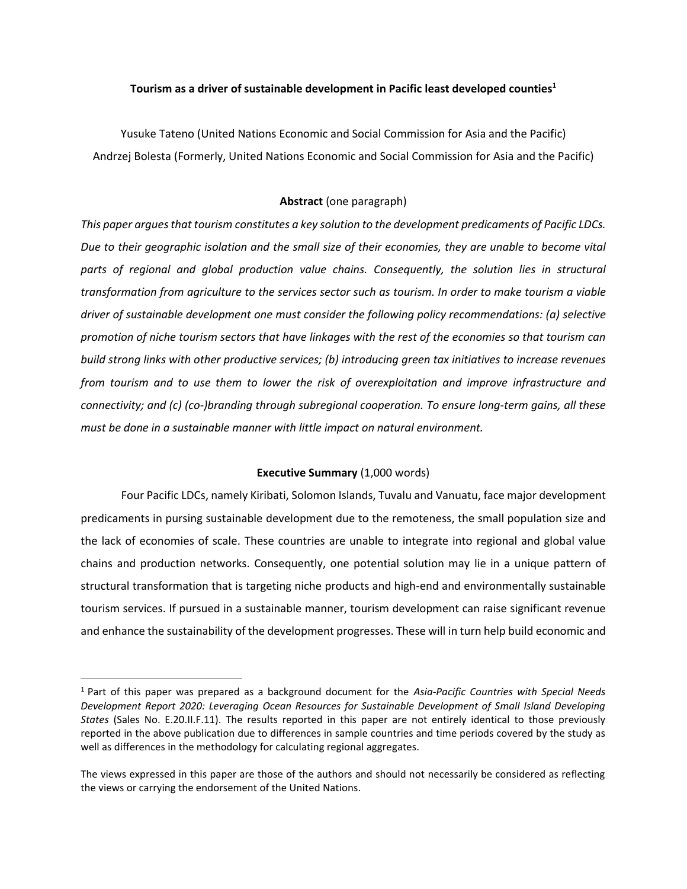# Tourism as a driver of sustainable development in Pacific least developed counties[1]

Yusuke Tateno (United Nations Economic and Social Commission for Asia and the Pacific)

Andrzej Bolesta (Formerly, United Nations Economic and Social Commission for Asia and the Pacific)

## Abstract (one paragraph)

*This paper argues that tourism constitutes a key solution to the development predicaments of Pacific LDCs. Due to their geographic isolation and the small size of their economies, they are unable to become vital parts of regional and global production value chains. Consequently, the solution lies in structural transformation from agriculture to the services sector such as tourism. In order to make tourism a viable driver of sustainable development one must consider the following policy recommendations: (a) selective promotion of niche tourism sectors that have linkages with the rest of the economies so that tourism can build strong links with other productive services; (b) introducing green tax initiatives to increase revenues from tourism and to use them to lower the risk of overexploitation and improve infrastructure and connectivity; and (c) (co-)branding through subregional cooperation. To ensure long-term gains, all these must be done in a sustainable manner with little impact on natural environment.*

## Executive Summary (1,000 words)

Four Pacific LDCs, namely Kiribati, Solomon Islands, Tuvalu and Vanuatu, face major development predicaments in pursing sustainable development due to the remoteness, the small population size and the lack of economies of scale. These countries are unable to integrate into regional and global value chains and production networks. Consequently, one potential solution may lie in a unique pattern of structural transformation that is targeting niche products and high-end and environmentally sustainable tourism services. If pursued in a sustainable manner, tourism development can raise significant revenue and enhance the sustainability of the development progresses. These will in turn help build economic and

---

[1] Part of this paper was prepared as a background document for the *Asia-Pacific Countries with Special Needs Development Report 2020: Leveraging Ocean Resources for Sustainable Development of Small Island Developing States* (Sales No. E.20.II.F.11). The results reported in this paper are not entirely identical to those previously reported in the above publication due to differences in sample countries and time periods covered by the study as well as differences in the methodology for calculating regional aggregates.

The views expressed in this paper are those of the authors and should not necessarily be considered as reflecting the views or carrying the endorsement of the United Nations.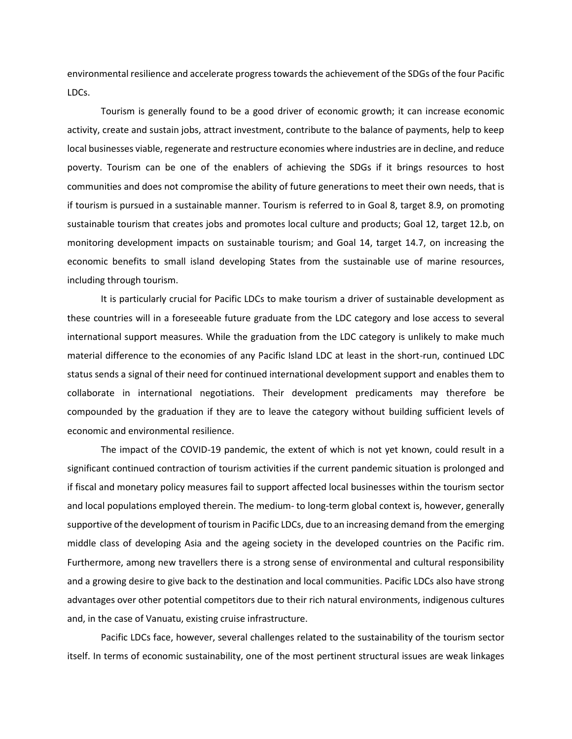environmental resilience and accelerate progress towards the achievement of the SDGs of the four Pacific LDCs.

Tourism is generally found to be a good driver of economic growth; it can increase economic activity, create and sustain jobs, attract investment, contribute to the balance of payments, help to keep local businesses viable, regenerate and restructure economies where industries are in decline, and reduce poverty. Tourism can be one of the enablers of achieving the SDGs if it brings resources to host communities and does not compromise the ability of future generations to meet their own needs, that is if tourism is pursued in a sustainable manner. Tourism is referred to in Goal 8, target 8.9, on promoting sustainable tourism that creates jobs and promotes local culture and products; Goal 12, target 12.b, on monitoring development impacts on sustainable tourism; and Goal 14, target 14.7, on increasing the economic benefits to small island developing States from the sustainable use of marine resources, including through tourism.

It is particularly crucial for Pacific LDCs to make tourism a driver of sustainable development as these countries will in a foreseeable future graduate from the LDC category and lose access to several international support measures. While the graduation from the LDC category is unlikely to make much material difference to the economies of any Pacific Island LDC at least in the short-run, continued LDC status sends a signal of their need for continued international development support and enables them to collaborate in international negotiations. Their development predicaments may therefore be compounded by the graduation if they are to leave the category without building sufficient levels of economic and environmental resilience.

The impact of the COVID-19 pandemic, the extent of which is not yet known, could result in a significant continued contraction of tourism activities if the current pandemic situation is prolonged and if fiscal and monetary policy measures fail to support affected local businesses within the tourism sector and local populations employed therein. The medium- to long-term global context is, however, generally supportive of the development of tourism in Pacific LDCs, due to an increasing demand from the emerging middle class of developing Asia and the ageing society in the developed countries on the Pacific rim. Furthermore, among new travellers there is a strong sense of environmental and cultural responsibility and a growing desire to give back to the destination and local communities. Pacific LDCs also have strong advantages over other potential competitors due to their rich natural environments, indigenous cultures and, in the case of Vanuatu, existing cruise infrastructure.

Pacific LDCs face, however, several challenges related to the sustainability of the tourism sector itself. In terms of economic sustainability, one of the most pertinent structural issues are weak linkages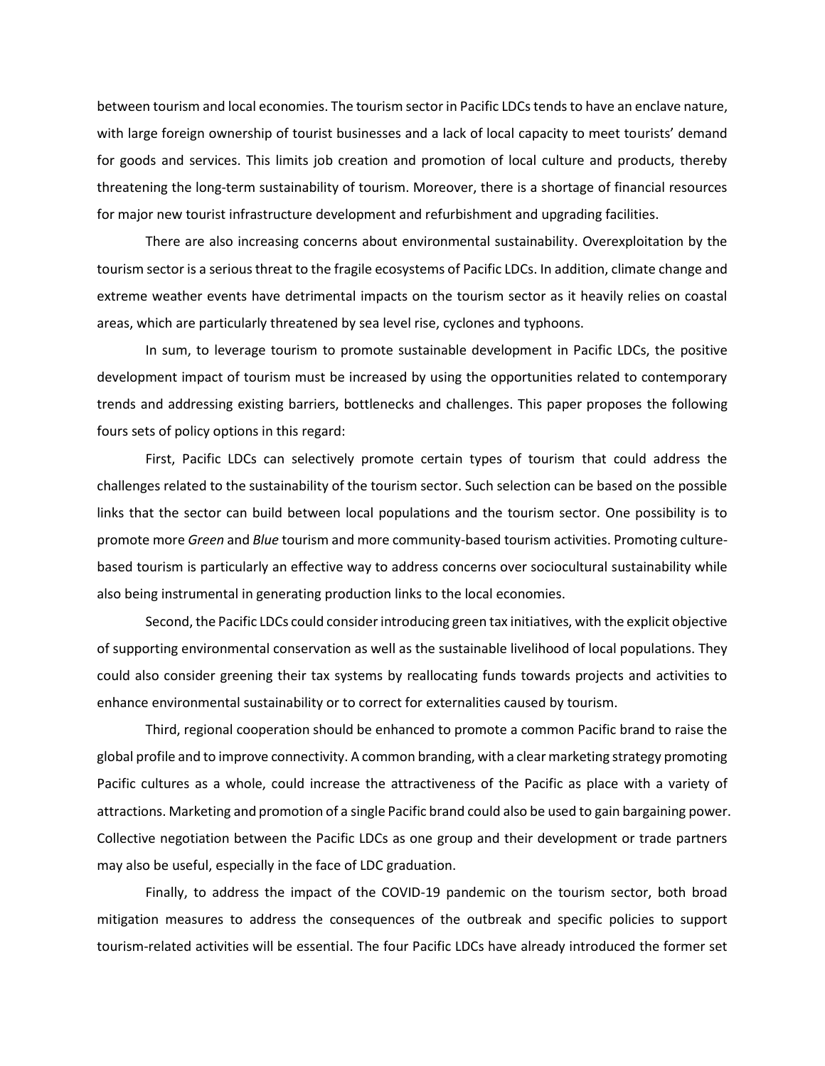between tourism and local economies. The tourism sector in Pacific LDCs tends to have an enclave nature, with large foreign ownership of tourist businesses and a lack of local capacity to meet tourists' demand for goods and services. This limits job creation and promotion of local culture and products, thereby threatening the long-term sustainability of tourism. Moreover, there is a shortage of financial resources for major new tourist infrastructure development and refurbishment and upgrading facilities.

There are also increasing concerns about environmental sustainability. Overexploitation by the tourism sector is a serious threat to the fragile ecosystems of Pacific LDCs. In addition, climate change and extreme weather events have detrimental impacts on the tourism sector as it heavily relies on coastal areas, which are particularly threatened by sea level rise, cyclones and typhoons.

In sum, to leverage tourism to promote sustainable development in Pacific LDCs, the positive development impact of tourism must be increased by using the opportunities related to contemporary trends and addressing existing barriers, bottlenecks and challenges. This paper proposes the following fours sets of policy options in this regard:

First, Pacific LDCs can selectively promote certain types of tourism that could address the challenges related to the sustainability of the tourism sector. Such selection can be based on the possible links that the sector can build between local populations and the tourism sector. One possibility is to promote more *Green* and *Blue* tourism and more community-based tourism activities. Promoting culture-based tourism is particularly an effective way to address concerns over sociocultural sustainability while also being instrumental in generating production links to the local economies.

Second, the Pacific LDCs could consider introducing green tax initiatives, with the explicit objective of supporting environmental conservation as well as the sustainable livelihood of local populations. They could also consider greening their tax systems by reallocating funds towards projects and activities to enhance environmental sustainability or to correct for externalities caused by tourism.

Third, regional cooperation should be enhanced to promote a common Pacific brand to raise the global profile and to improve connectivity. A common branding, with a clear marketing strategy promoting Pacific cultures as a whole, could increase the attractiveness of the Pacific as place with a variety of attractions. Marketing and promotion of a single Pacific brand could also be used to gain bargaining power. Collective negotiation between the Pacific LDCs as one group and their development or trade partners may also be useful, especially in the face of LDC graduation.

Finally, to address the impact of the COVID-19 pandemic on the tourism sector, both broad mitigation measures to address the consequences of the outbreak and specific policies to support tourism-related activities will be essential. The four Pacific LDCs have already introduced the former set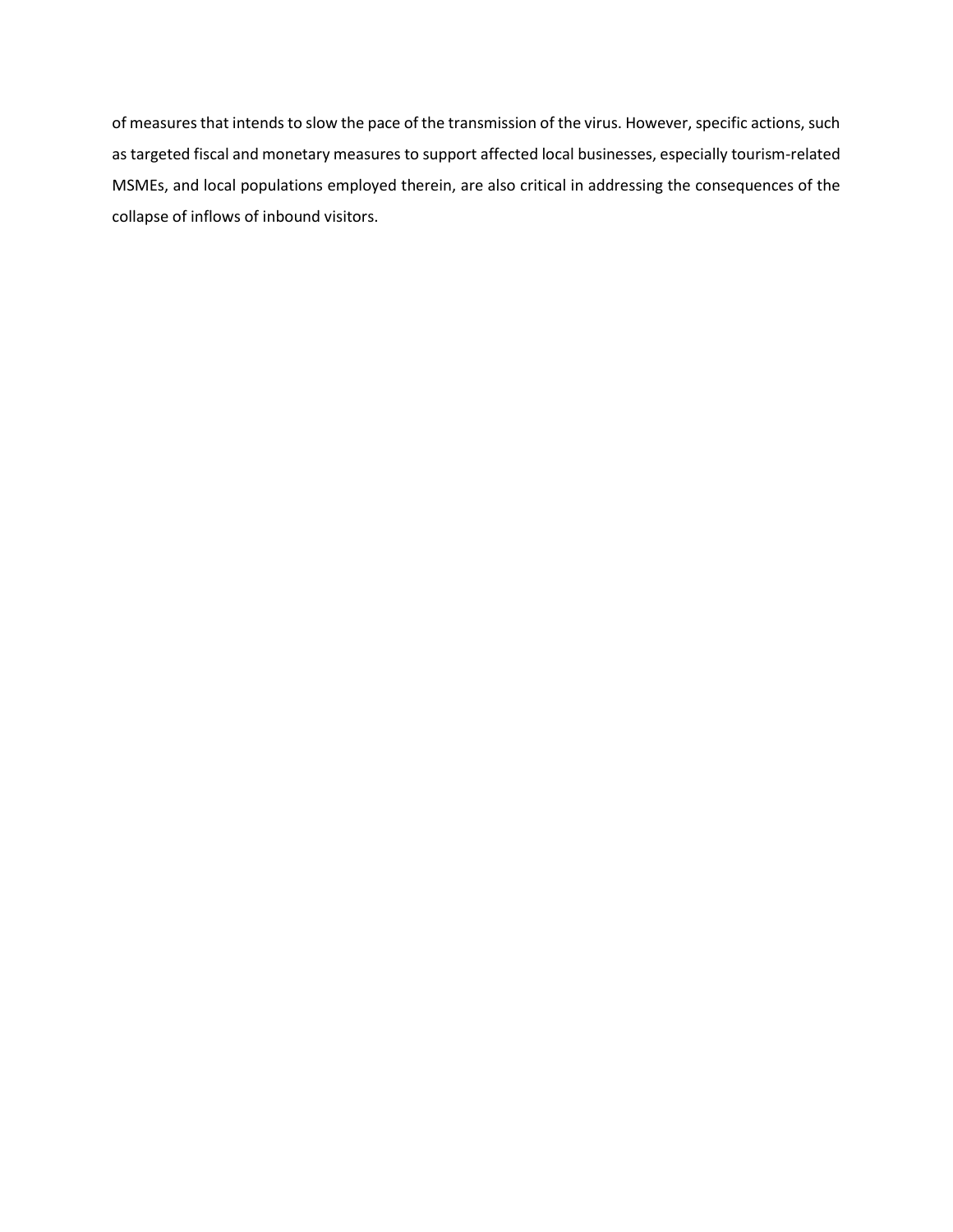of measures that intends to slow the pace of the transmission of the virus. However, specific actions, such as targeted fiscal and monetary measures to support affected local businesses, especially tourism-related MSMEs, and local populations employed therein, are also critical in addressing the consequences of the collapse of inflows of inbound visitors.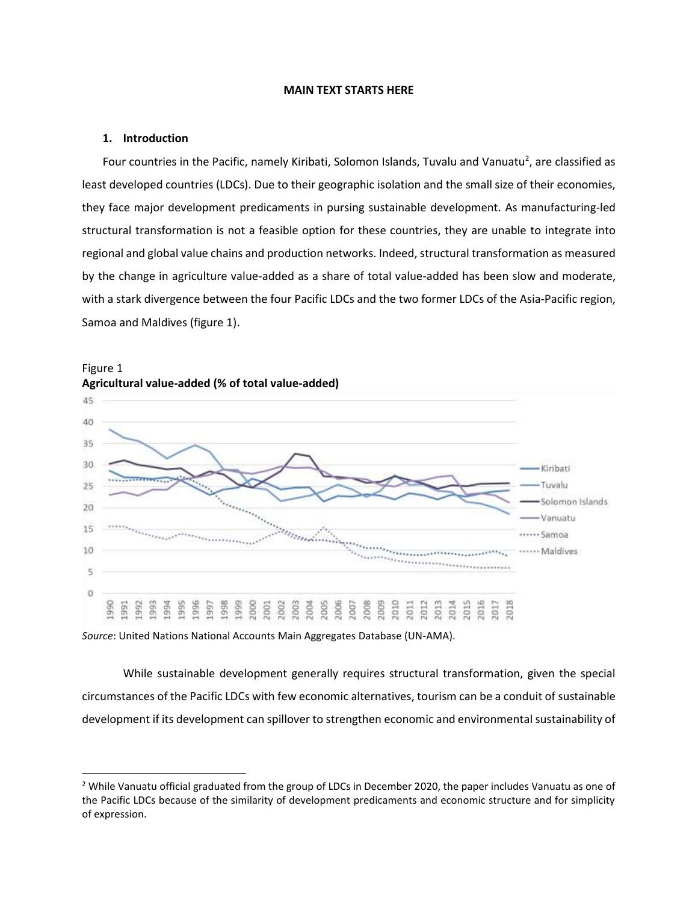**MAIN TEXT STARTS HERE**

## 1. Introduction

Four countries in the Pacific, namely Kiribati, Solomon Islands, Tuvalu and Vanuatu[2], are classified as least developed countries (LDCs). Due to their geographic isolation and the small size of their economies, they face major development predicaments in pursing sustainable development. As manufacturing-led structural transformation is not a feasible option for these countries, they are unable to integrate into regional and global value chains and production networks. Indeed, structural transformation as measured by the change in agriculture value-added as a share of total value-added has been slow and moderate, with a stark divergence between the four Pacific LDCs and the two former LDCs of the Asia-Pacific region, Samoa and Maldives (figure 1).

Figure 1
**Agricultural value-added (% of total value-added)**

*Source*: United Nations National Accounts Main Aggregates Database (UN-AMA).

While sustainable development generally requires structural transformation, given the special circumstances of the Pacific LDCs with few economic alternatives, tourism can be a conduit of sustainable development if its development can spillover to strengthen economic and environmental sustainability of

[2] While Vanuatu official graduated from the group of LDCs in December 2020, the paper includes Vanuatu as one of the Pacific LDCs because of the similarity of development predicaments and economic structure and for simplicity of expression.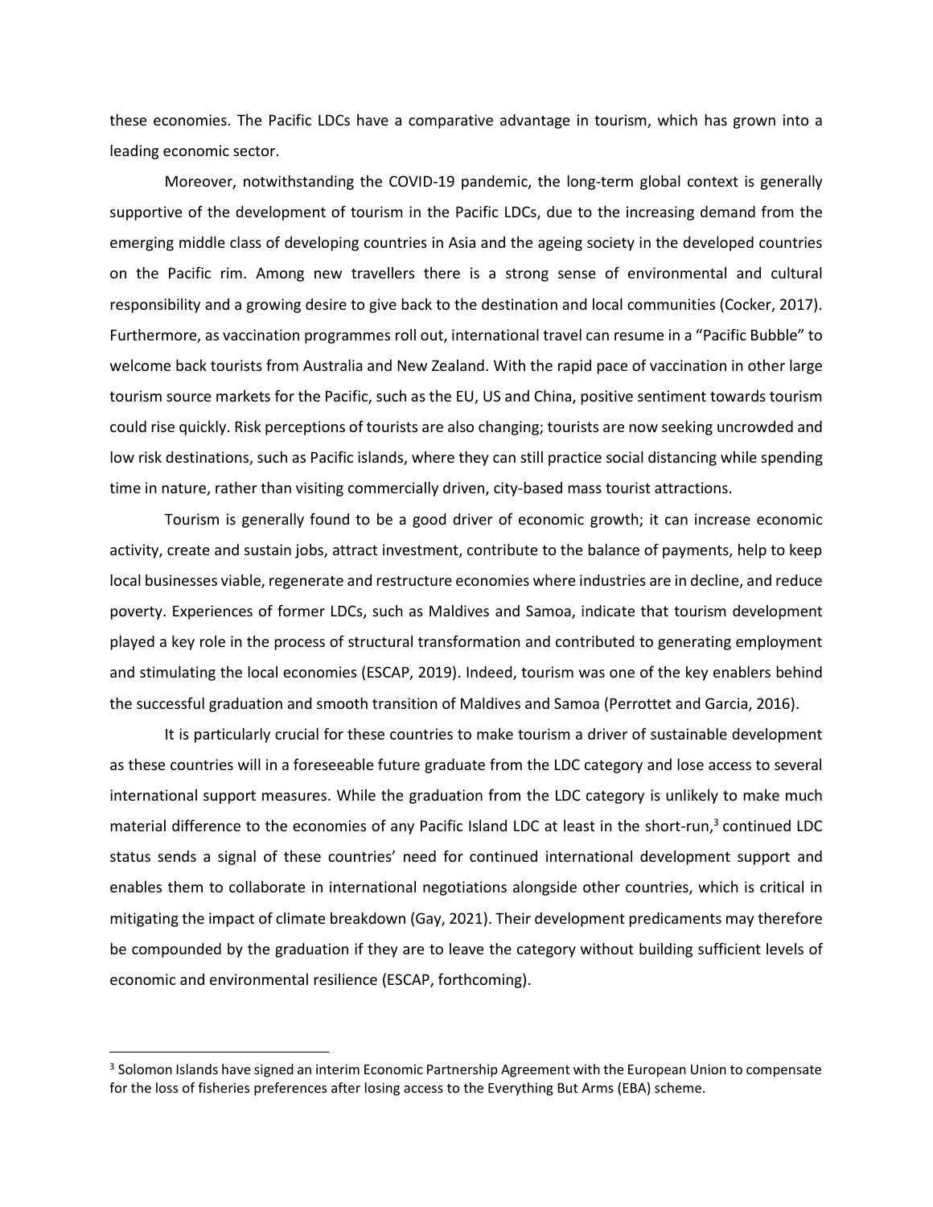these economies. The Pacific LDCs have a comparative advantage in tourism, which has grown into a leading economic sector.

Moreover, notwithstanding the COVID-19 pandemic, the long-term global context is generally supportive of the development of tourism in the Pacific LDCs, due to the increasing demand from the emerging middle class of developing countries in Asia and the ageing society in the developed countries on the Pacific rim. Among new travellers there is a strong sense of environmental and cultural responsibility and a growing desire to give back to the destination and local communities (Cocker, 2017). Furthermore, as vaccination programmes roll out, international travel can resume in a "Pacific Bubble" to welcome back tourists from Australia and New Zealand. With the rapid pace of vaccination in other large tourism source markets for the Pacific, such as the EU, US and China, positive sentiment towards tourism could rise quickly. Risk perceptions of tourists are also changing; tourists are now seeking uncrowded and low risk destinations, such as Pacific islands, where they can still practice social distancing while spending time in nature, rather than visiting commercially driven, city-based mass tourist attractions.

Tourism is generally found to be a good driver of economic growth; it can increase economic activity, create and sustain jobs, attract investment, contribute to the balance of payments, help to keep local businesses viable, regenerate and restructure economies where industries are in decline, and reduce poverty. Experiences of former LDCs, such as Maldives and Samoa, indicate that tourism development played a key role in the process of structural transformation and contributed to generating employment and stimulating the local economies (ESCAP, 2019). Indeed, tourism was one of the key enablers behind the successful graduation and smooth transition of Maldives and Samoa (Perrottet and Garcia, 2016).

It is particularly crucial for these countries to make tourism a driver of sustainable development as these countries will in a foreseeable future graduate from the LDC category and lose access to several international support measures. While the graduation from the LDC category is unlikely to make much material difference to the economies of any Pacific Island LDC at least in the short-run,[3] continued LDC status sends a signal of these countries' need for continued international development support and enables them to collaborate in international negotiations alongside other countries, which is critical in mitigating the impact of climate breakdown (Gay, 2021). Their development predicaments may therefore be compounded by the graduation if they are to leave the category without building sufficient levels of economic and environmental resilience (ESCAP, forthcoming).

[3] Solomon Islands have signed an interim Economic Partnership Agreement with the European Union to compensate for the loss of fisheries preferences after losing access to the Everything But Arms (EBA) scheme.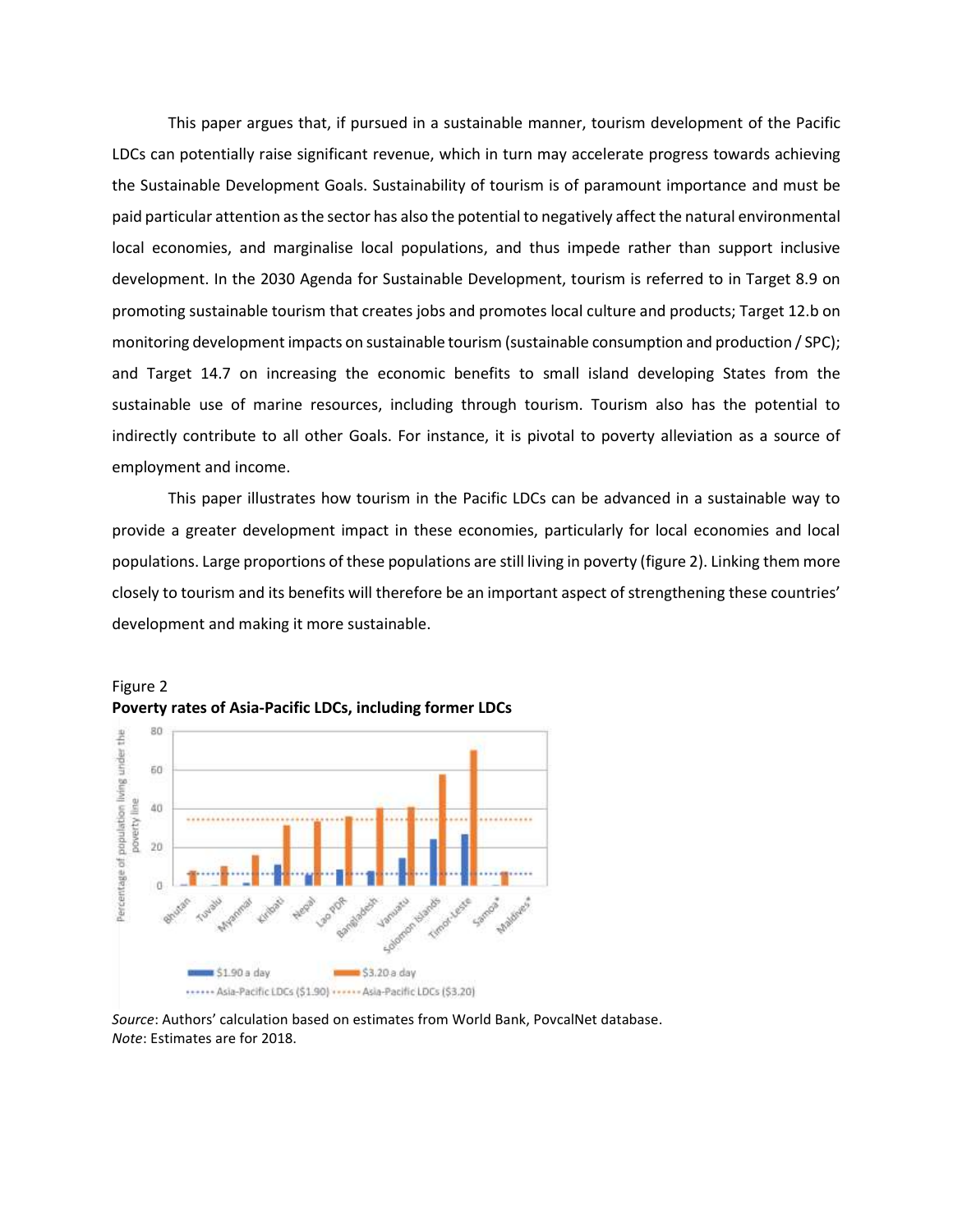This paper argues that, if pursued in a sustainable manner, tourism development of the Pacific LDCs can potentially raise significant revenue, which in turn may accelerate progress towards achieving the Sustainable Development Goals. Sustainability of tourism is of paramount importance and must be paid particular attention as the sector has also the potential to negatively affect the natural environmental local economies, and marginalise local populations, and thus impede rather than support inclusive development. In the 2030 Agenda for Sustainable Development, tourism is referred to in Target 8.9 on promoting sustainable tourism that creates jobs and promotes local culture and products; Target 12.b on monitoring development impacts on sustainable tourism (sustainable consumption and production / SPC); and Target 14.7 on increasing the economic benefits to small island developing States from the sustainable use of marine resources, including through tourism. Tourism also has the potential to indirectly contribute to all other Goals. For instance, it is pivotal to poverty alleviation as a source of employment and income.

This paper illustrates how tourism in the Pacific LDCs can be advanced in a sustainable way to provide a greater development impact in these economies, particularly for local economies and local populations. Large proportions of these populations are still living in poverty (figure 2). Linking them more closely to tourism and its benefits will therefore be an important aspect of strengthening these countries' development and making it more sustainable.

Figure 2
**Poverty rates of Asia-Pacific LDCs, including former LDCs**

*Source*: Authors' calculation based on estimates from World Bank, PovcalNet database.
*Note*: Estimates are for 2018.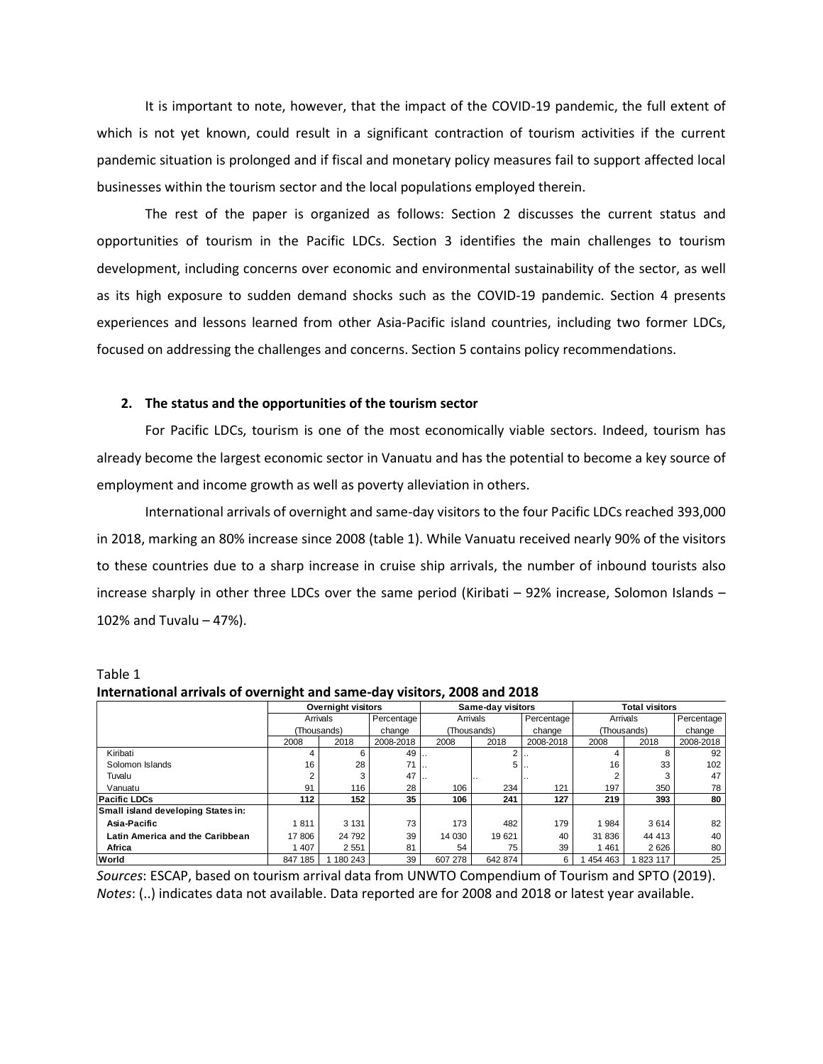It is important to note, however, that the impact of the COVID-19 pandemic, the full extent of which is not yet known, could result in a significant contraction of tourism activities if the current pandemic situation is prolonged and if fiscal and monetary policy measures fail to support affected local businesses within the tourism sector and the local populations employed therein.

The rest of the paper is organized as follows: Section 2 discusses the current status and opportunities of tourism in the Pacific LDCs. Section 3 identifies the main challenges to tourism development, including concerns over economic and environmental sustainability of the sector, as well as its high exposure to sudden demand shocks such as the COVID-19 pandemic. Section 4 presents experiences and lessons learned from other Asia-Pacific island countries, including two former LDCs, focused on addressing the challenges and concerns. Section 5 contains policy recommendations.

## 2. The status and the opportunities of the tourism sector

For Pacific LDCs, tourism is one of the most economically viable sectors. Indeed, tourism has already become the largest economic sector in Vanuatu and has the potential to become a key source of employment and income growth as well as poverty alleviation in others.

International arrivals of overnight and same-day visitors to the four Pacific LDCs reached 393,000 in 2018, marking an 80% increase since 2008 (table 1). While Vanuatu received nearly 90% of the visitors to these countries due to a sharp increase in cruise ship arrivals, the number of inbound tourists also increase sharply in other three LDCs over the same period (Kiribati – 92% increase, Solomon Islands – 102% and Tuvalu – 47%).

Table 1

**International arrivals of overnight and same-day visitors, 2008 and 2018**

| | Overnight visitors | | | Same-day visitors | | | Total visitors | | |
|---|---|---|---|---|---|---|---|---|---|
| | Arrivals (Thousands) | | Percentage change | Arrivals (Thousands) | | Percentage change | Arrivals (Thousands) | | Percentage change |
| | 2008 | 2018 | 2008-2018 | 2008 | 2018 | 2008-2018 | 2008 | 2018 | 2008-2018 |
| Kiribati | 4 | 6 | 49 | .. | 2 | .. | 4 | 8 | 92 |
| Solomon Islands | 16 | 28 | 71 | .. | 5 | .. | 16 | 33 | 102 |
| Tuvalu | 2 | 3 | 47 | .. | .. | .. | 2 | 3 | 47 |
| Vanuatu | 91 | 116 | 28 | 106 | 234 | 121 | 197 | 350 | 78 |
| **Pacific LDCs** | **112** | **152** | **35** | **106** | **241** | **127** | **219** | **393** | **80** |
| **Small island developing States in:** | | | | | | | | | |
| **Asia-Pacific** | 1 811 | 3 131 | 73 | 173 | 482 | 179 | 1 984 | 3 614 | 82 |
| **Latin America and the Caribbean** | 17 806 | 24 792 | 39 | 14 030 | 19 621 | 40 | 31 836 | 44 413 | 40 |
| **Africa** | 1 407 | 2 551 | 81 | 54 | 75 | 39 | 1 461 | 2 626 | 80 |
| **World** | 847 185 | 1 180 243 | 39 | 607 278 | 642 874 | 6 | 1 454 463 | 1 823 117 | 25 |

*Sources*: ESCAP, based on tourism arrival data from UNWTO Compendium of Tourism and SPTO (2019).
*Notes*: (..) indicates data not available. Data reported are for 2008 and 2018 or latest year available.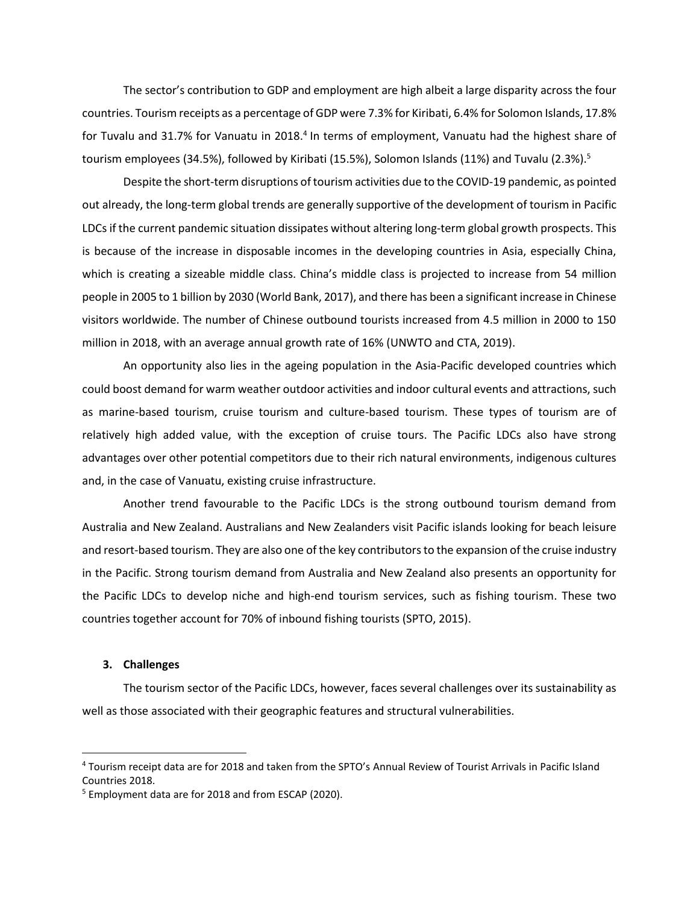The sector's contribution to GDP and employment are high albeit a large disparity across the four countries. Tourism receipts as a percentage of GDP were 7.3% for Kiribati, 6.4% for Solomon Islands, 17.8% for Tuvalu and 31.7% for Vanuatu in 2018.[4] In terms of employment, Vanuatu had the highest share of tourism employees (34.5%), followed by Kiribati (15.5%), Solomon Islands (11%) and Tuvalu (2.3%).[5]

Despite the short-term disruptions of tourism activities due to the COVID-19 pandemic, as pointed out already, the long-term global trends are generally supportive of the development of tourism in Pacific LDCs if the current pandemic situation dissipates without altering long-term global growth prospects. This is because of the increase in disposable incomes in the developing countries in Asia, especially China, which is creating a sizeable middle class. China's middle class is projected to increase from 54 million people in 2005 to 1 billion by 2030 (World Bank, 2017), and there has been a significant increase in Chinese visitors worldwide. The number of Chinese outbound tourists increased from 4.5 million in 2000 to 150 million in 2018, with an average annual growth rate of 16% (UNWTO and CTA, 2019).

An opportunity also lies in the ageing population in the Asia-Pacific developed countries which could boost demand for warm weather outdoor activities and indoor cultural events and attractions, such as marine-based tourism, cruise tourism and culture-based tourism. These types of tourism are of relatively high added value, with the exception of cruise tours. The Pacific LDCs also have strong advantages over other potential competitors due to their rich natural environments, indigenous cultures and, in the case of Vanuatu, existing cruise infrastructure.

Another trend favourable to the Pacific LDCs is the strong outbound tourism demand from Australia and New Zealand. Australians and New Zealanders visit Pacific islands looking for beach leisure and resort-based tourism. They are also one of the key contributors to the expansion of the cruise industry in the Pacific. Strong tourism demand from Australia and New Zealand also presents an opportunity for the Pacific LDCs to develop niche and high-end tourism services, such as fishing tourism. These two countries together account for 70% of inbound fishing tourists (SPTO, 2015).

## 3. Challenges

The tourism sector of the Pacific LDCs, however, faces several challenges over its sustainability as well as those associated with their geographic features and structural vulnerabilities.

---

[4] Tourism receipt data are for 2018 and taken from the SPTO's Annual Review of Tourist Arrivals in Pacific Island Countries 2018.

[5] Employment data are for 2018 and from ESCAP (2020).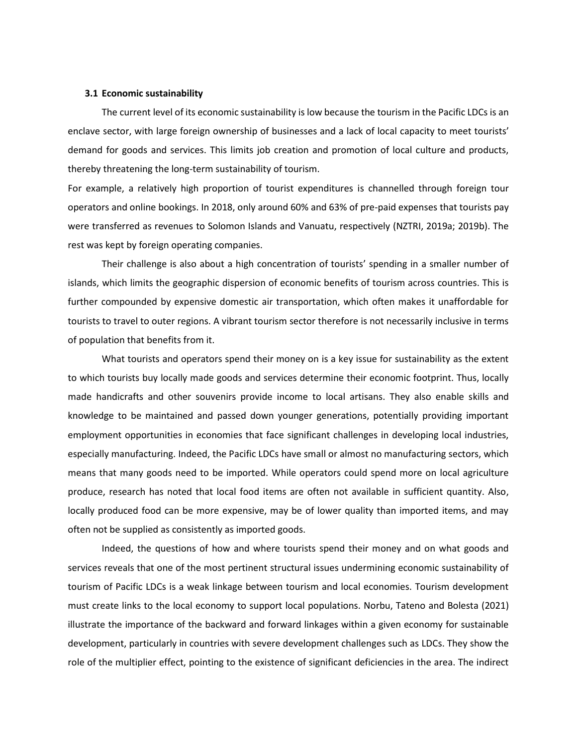### 3.1 Economic sustainability

The current level of its economic sustainability is low because the tourism in the Pacific LDCs is an enclave sector, with large foreign ownership of businesses and a lack of local capacity to meet tourists' demand for goods and services. This limits job creation and promotion of local culture and products, thereby threatening the long-term sustainability of tourism.

For example, a relatively high proportion of tourist expenditures is channelled through foreign tour operators and online bookings. In 2018, only around 60% and 63% of pre-paid expenses that tourists pay were transferred as revenues to Solomon Islands and Vanuatu, respectively (NZTRI, 2019a; 2019b). The rest was kept by foreign operating companies.

Their challenge is also about a high concentration of tourists' spending in a smaller number of islands, which limits the geographic dispersion of economic benefits of tourism across countries. This is further compounded by expensive domestic air transportation, which often makes it unaffordable for tourists to travel to outer regions. A vibrant tourism sector therefore is not necessarily inclusive in terms of population that benefits from it.

What tourists and operators spend their money on is a key issue for sustainability as the extent to which tourists buy locally made goods and services determine their economic footprint. Thus, locally made handicrafts and other souvenirs provide income to local artisans. They also enable skills and knowledge to be maintained and passed down younger generations, potentially providing important employment opportunities in economies that face significant challenges in developing local industries, especially manufacturing. Indeed, the Pacific LDCs have small or almost no manufacturing sectors, which means that many goods need to be imported. While operators could spend more on local agriculture produce, research has noted that local food items are often not available in sufficient quantity. Also, locally produced food can be more expensive, may be of lower quality than imported items, and may often not be supplied as consistently as imported goods.

Indeed, the questions of how and where tourists spend their money and on what goods and services reveals that one of the most pertinent structural issues undermining economic sustainability of tourism of Pacific LDCs is a weak linkage between tourism and local economies. Tourism development must create links to the local economy to support local populations. Norbu, Tateno and Bolesta (2021) illustrate the importance of the backward and forward linkages within a given economy for sustainable development, particularly in countries with severe development challenges such as LDCs. They show the role of the multiplier effect, pointing to the existence of significant deficiencies in the area. The indirect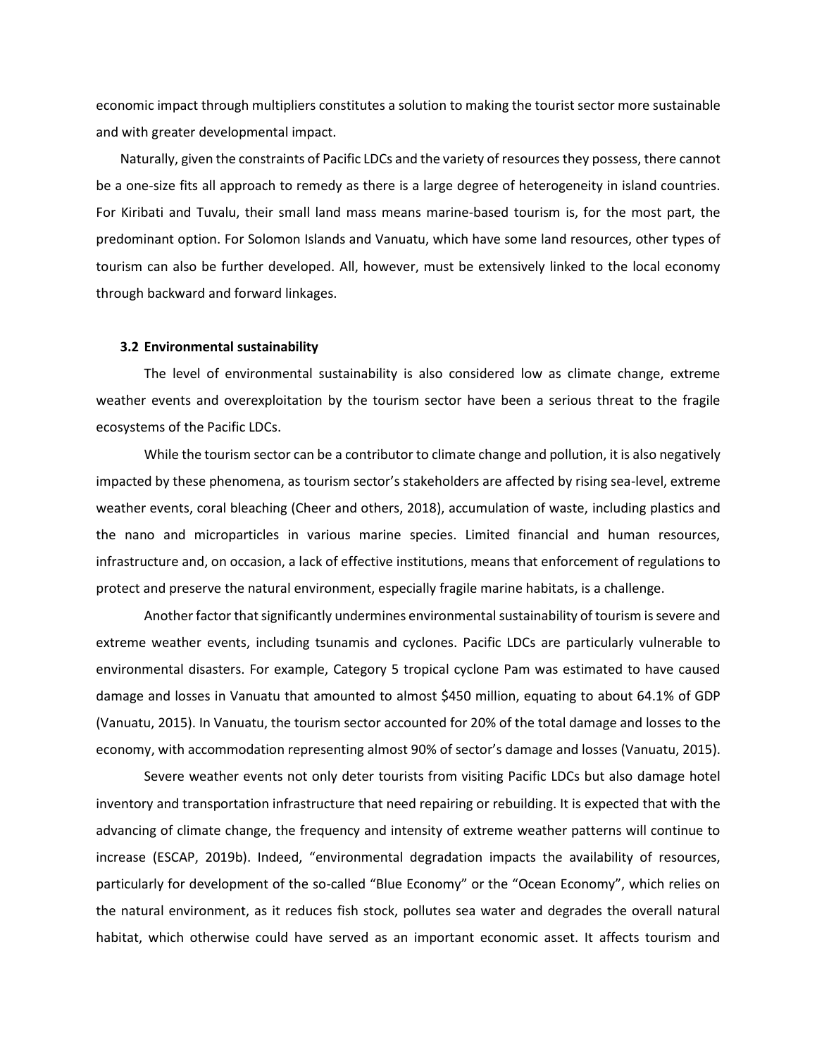economic impact through multipliers constitutes a solution to making the tourist sector more sustainable and with greater developmental impact.

Naturally, given the constraints of Pacific LDCs and the variety of resources they possess, there cannot be a one-size fits all approach to remedy as there is a large degree of heterogeneity in island countries. For Kiribati and Tuvalu, their small land mass means marine-based tourism is, for the most part, the predominant option. For Solomon Islands and Vanuatu, which have some land resources, other types of tourism can also be further developed. All, however, must be extensively linked to the local economy through backward and forward linkages.

### 3.2 Environmental sustainability

The level of environmental sustainability is also considered low as climate change, extreme weather events and overexploitation by the tourism sector have been a serious threat to the fragile ecosystems of the Pacific LDCs.

While the tourism sector can be a contributor to climate change and pollution, it is also negatively impacted by these phenomena, as tourism sector's stakeholders are affected by rising sea-level, extreme weather events, coral bleaching (Cheer and others, 2018), accumulation of waste, including plastics and the nano and microparticles in various marine species. Limited financial and human resources, infrastructure and, on occasion, a lack of effective institutions, means that enforcement of regulations to protect and preserve the natural environment, especially fragile marine habitats, is a challenge.

Another factor that significantly undermines environmental sustainability of tourism is severe and extreme weather events, including tsunamis and cyclones. Pacific LDCs are particularly vulnerable to environmental disasters. For example, Category 5 tropical cyclone Pam was estimated to have caused damage and losses in Vanuatu that amounted to almost $450 million, equating to about 64.1% of GDP (Vanuatu, 2015). In Vanuatu, the tourism sector accounted for 20% of the total damage and losses to the economy, with accommodation representing almost 90% of sector's damage and losses (Vanuatu, 2015).

Severe weather events not only deter tourists from visiting Pacific LDCs but also damage hotel inventory and transportation infrastructure that need repairing or rebuilding. It is expected that with the advancing of climate change, the frequency and intensity of extreme weather patterns will continue to increase (ESCAP, 2019b). Indeed, "environmental degradation impacts the availability of resources, particularly for development of the so-called "Blue Economy" or the "Ocean Economy", which relies on the natural environment, as it reduces fish stock, pollutes sea water and degrades the overall natural habitat, which otherwise could have served as an important economic asset. It affects tourism and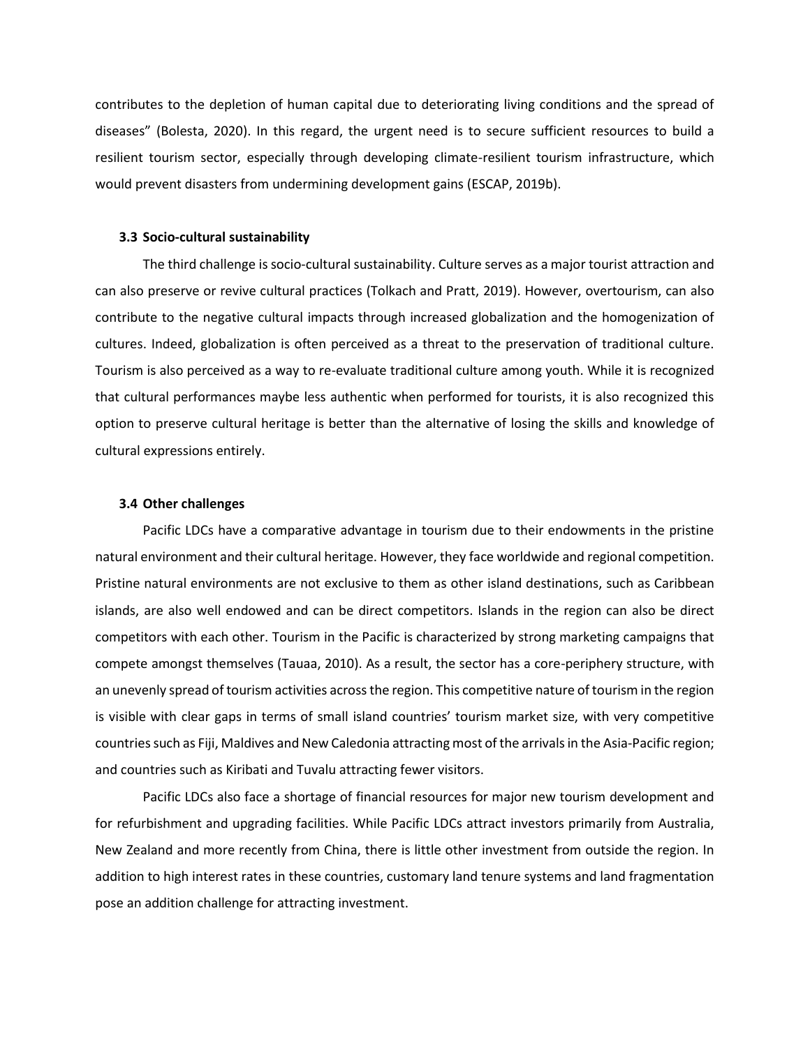contributes to the depletion of human capital due to deteriorating living conditions and the spread of diseases" (Bolesta, 2020). In this regard, the urgent need is to secure sufficient resources to build a resilient tourism sector, especially through developing climate-resilient tourism infrastructure, which would prevent disasters from undermining development gains (ESCAP, 2019b).

### 3.3 Socio-cultural sustainability

The third challenge is socio-cultural sustainability. Culture serves as a major tourist attraction and can also preserve or revive cultural practices (Tolkach and Pratt, 2019). However, overtourism, can also contribute to the negative cultural impacts through increased globalization and the homogenization of cultures. Indeed, globalization is often perceived as a threat to the preservation of traditional culture. Tourism is also perceived as a way to re-evaluate traditional culture among youth. While it is recognized that cultural performances maybe less authentic when performed for tourists, it is also recognized this option to preserve cultural heritage is better than the alternative of losing the skills and knowledge of cultural expressions entirely.

### 3.4 Other challenges

Pacific LDCs have a comparative advantage in tourism due to their endowments in the pristine natural environment and their cultural heritage. However, they face worldwide and regional competition. Pristine natural environments are not exclusive to them as other island destinations, such as Caribbean islands, are also well endowed and can be direct competitors. Islands in the region can also be direct competitors with each other. Tourism in the Pacific is characterized by strong marketing campaigns that compete amongst themselves (Tauaa, 2010). As a result, the sector has a core-periphery structure, with an unevenly spread of tourism activities across the region. This competitive nature of tourism in the region is visible with clear gaps in terms of small island countries' tourism market size, with very competitive countries such as Fiji, Maldives and New Caledonia attracting most of the arrivals in the Asia-Pacific region; and countries such as Kiribati and Tuvalu attracting fewer visitors.

Pacific LDCs also face a shortage of financial resources for major new tourism development and for refurbishment and upgrading facilities. While Pacific LDCs attract investors primarily from Australia, New Zealand and more recently from China, there is little other investment from outside the region. In addition to high interest rates in these countries, customary land tenure systems and land fragmentation pose an addition challenge for attracting investment.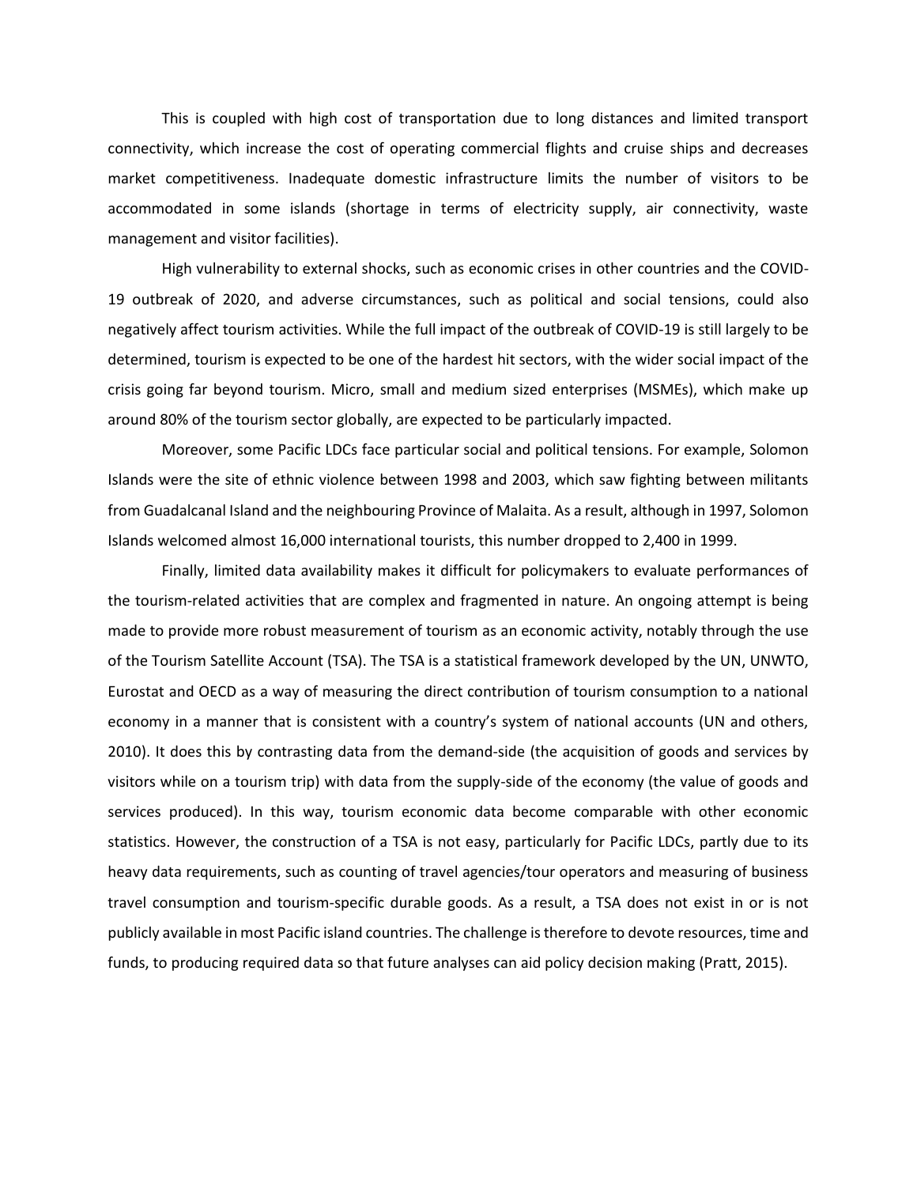This is coupled with high cost of transportation due to long distances and limited transport connectivity, which increase the cost of operating commercial flights and cruise ships and decreases market competitiveness. Inadequate domestic infrastructure limits the number of visitors to be accommodated in some islands (shortage in terms of electricity supply, air connectivity, waste management and visitor facilities).

High vulnerability to external shocks, such as economic crises in other countries and the COVID-19 outbreak of 2020, and adverse circumstances, such as political and social tensions, could also negatively affect tourism activities. While the full impact of the outbreak of COVID-19 is still largely to be determined, tourism is expected to be one of the hardest hit sectors, with the wider social impact of the crisis going far beyond tourism. Micro, small and medium sized enterprises (MSMEs), which make up around 80% of the tourism sector globally, are expected to be particularly impacted.

Moreover, some Pacific LDCs face particular social and political tensions. For example, Solomon Islands were the site of ethnic violence between 1998 and 2003, which saw fighting between militants from Guadalcanal Island and the neighbouring Province of Malaita. As a result, although in 1997, Solomon Islands welcomed almost 16,000 international tourists, this number dropped to 2,400 in 1999.

Finally, limited data availability makes it difficult for policymakers to evaluate performances of the tourism-related activities that are complex and fragmented in nature. An ongoing attempt is being made to provide more robust measurement of tourism as an economic activity, notably through the use of the Tourism Satellite Account (TSA). The TSA is a statistical framework developed by the UN, UNWTO, Eurostat and OECD as a way of measuring the direct contribution of tourism consumption to a national economy in a manner that is consistent with a country's system of national accounts (UN and others, 2010). It does this by contrasting data from the demand-side (the acquisition of goods and services by visitors while on a tourism trip) with data from the supply-side of the economy (the value of goods and services produced). In this way, tourism economic data become comparable with other economic statistics. However, the construction of a TSA is not easy, particularly for Pacific LDCs, partly due to its heavy data requirements, such as counting of travel agencies/tour operators and measuring of business travel consumption and tourism-specific durable goods. As a result, a TSA does not exist in or is not publicly available in most Pacific island countries. The challenge is therefore to devote resources, time and funds, to producing required data so that future analyses can aid policy decision making (Pratt, 2015).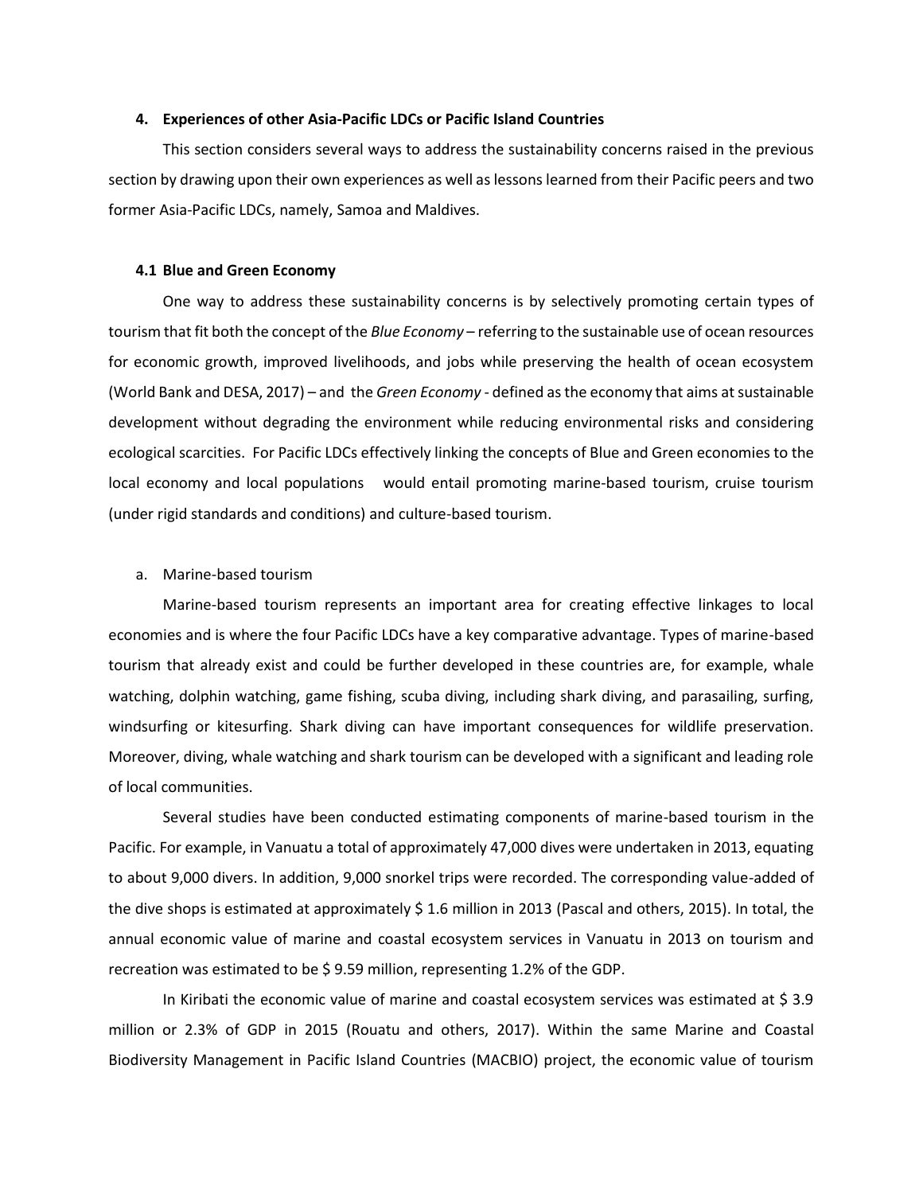## 4. Experiences of other Asia-Pacific LDCs or Pacific Island Countries

This section considers several ways to address the sustainability concerns raised in the previous section by drawing upon their own experiences as well as lessons learned from their Pacific peers and two former Asia-Pacific LDCs, namely, Samoa and Maldives.

### 4.1 Blue and Green Economy

One way to address these sustainability concerns is by selectively promoting certain types of tourism that fit both the concept of the *Blue Economy* – referring to the sustainable use of ocean resources for economic growth, improved livelihoods, and jobs while preserving the health of ocean ecosystem (World Bank and DESA, 2017) – and the *Green Economy* - defined as the economy that aims at sustainable development without degrading the environment while reducing environmental risks and considering ecological scarcities. For Pacific LDCs effectively linking the concepts of Blue and Green economies to the local economy and local populations would entail promoting marine-based tourism, cruise tourism (under rigid standards and conditions) and culture-based tourism.

a. Marine-based tourism

Marine-based tourism represents an important area for creating effective linkages to local economies and is where the four Pacific LDCs have a key comparative advantage. Types of marine-based tourism that already exist and could be further developed in these countries are, for example, whale watching, dolphin watching, game fishing, scuba diving, including shark diving, and parasailing, surfing, windsurfing or kitesurfing. Shark diving can have important consequences for wildlife preservation. Moreover, diving, whale watching and shark tourism can be developed with a significant and leading role of local communities.

Several studies have been conducted estimating components of marine-based tourism in the Pacific. For example, in Vanuatu a total of approximately 47,000 dives were undertaken in 2013, equating to about 9,000 divers. In addition, 9,000 snorkel trips were recorded. The corresponding value-added of the dive shops is estimated at approximately $ 1.6 million in 2013 (Pascal and others, 2015). In total, the annual economic value of marine and coastal ecosystem services in Vanuatu in 2013 on tourism and recreation was estimated to be $ 9.59 million, representing 1.2% of the GDP.

In Kiribati the economic value of marine and coastal ecosystem services was estimated at $ 3.9 million or 2.3% of GDP in 2015 (Rouatu and others, 2017). Within the same Marine and Coastal Biodiversity Management in Pacific Island Countries (MACBIO) project, the economic value of tourism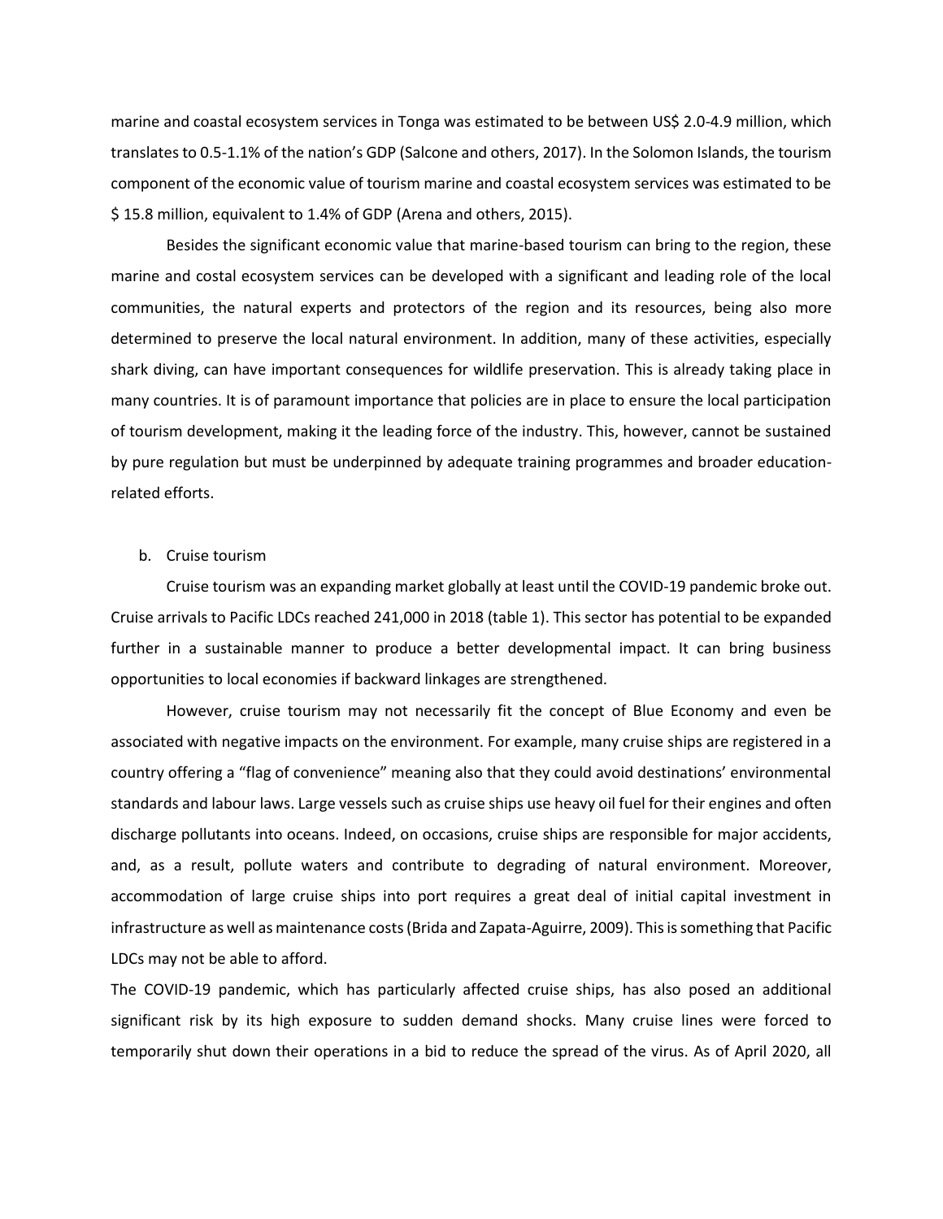marine and coastal ecosystem services in Tonga was estimated to be between US$ 2.0-4.9 million, which translates to 0.5-1.1% of the nation's GDP (Salcone and others, 2017). In the Solomon Islands, the tourism component of the economic value of tourism marine and coastal ecosystem services was estimated to be $ 15.8 million, equivalent to 1.4% of GDP (Arena and others, 2015).

Besides the significant economic value that marine-based tourism can bring to the region, these marine and costal ecosystem services can be developed with a significant and leading role of the local communities, the natural experts and protectors of the region and its resources, being also more determined to preserve the local natural environment. In addition, many of these activities, especially shark diving, can have important consequences for wildlife preservation. This is already taking place in many countries. It is of paramount importance that policies are in place to ensure the local participation of tourism development, making it the leading force of the industry. This, however, cannot be sustained by pure regulation but must be underpinned by adequate training programmes and broader education-related efforts.

b. Cruise tourism

Cruise tourism was an expanding market globally at least until the COVID-19 pandemic broke out. Cruise arrivals to Pacific LDCs reached 241,000 in 2018 (table 1). This sector has potential to be expanded further in a sustainable manner to produce a better developmental impact. It can bring business opportunities to local economies if backward linkages are strengthened.

However, cruise tourism may not necessarily fit the concept of Blue Economy and even be associated with negative impacts on the environment. For example, many cruise ships are registered in a country offering a "flag of convenience" meaning also that they could avoid destinations' environmental standards and labour laws. Large vessels such as cruise ships use heavy oil fuel for their engines and often discharge pollutants into oceans. Indeed, on occasions, cruise ships are responsible for major accidents, and, as a result, pollute waters and contribute to degrading of natural environment. Moreover, accommodation of large cruise ships into port requires a great deal of initial capital investment in infrastructure as well as maintenance costs (Brida and Zapata-Aguirre, 2009). This is something that Pacific LDCs may not be able to afford.

The COVID-19 pandemic, which has particularly affected cruise ships, has also posed an additional significant risk by its high exposure to sudden demand shocks. Many cruise lines were forced to temporarily shut down their operations in a bid to reduce the spread of the virus. As of April 2020, all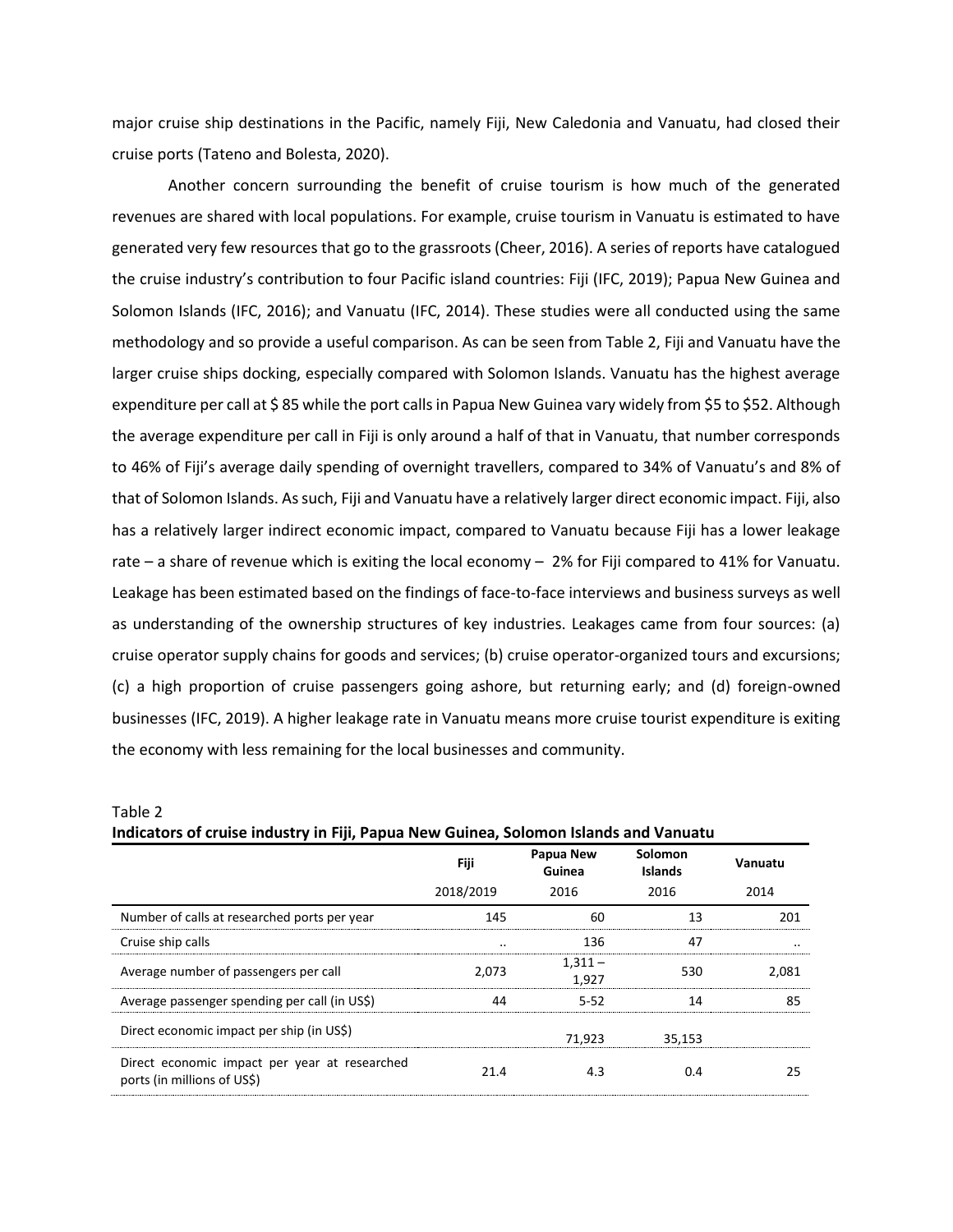major cruise ship destinations in the Pacific, namely Fiji, New Caledonia and Vanuatu, had closed their cruise ports (Tateno and Bolesta, 2020).

Another concern surrounding the benefit of cruise tourism is how much of the generated revenues are shared with local populations. For example, cruise tourism in Vanuatu is estimated to have generated very few resources that go to the grassroots (Cheer, 2016). A series of reports have catalogued the cruise industry's contribution to four Pacific island countries: Fiji (IFC, 2019); Papua New Guinea and Solomon Islands (IFC, 2016); and Vanuatu (IFC, 2014). These studies were all conducted using the same methodology and so provide a useful comparison. As can be seen from Table 2, Fiji and Vanuatu have the larger cruise ships docking, especially compared with Solomon Islands. Vanuatu has the highest average expenditure per call at $ 85 while the port calls in Papua New Guinea vary widely from $5 to $52. Although the average expenditure per call in Fiji is only around a half of that in Vanuatu, that number corresponds to 46% of Fiji's average daily spending of overnight travellers, compared to 34% of Vanuatu's and 8% of that of Solomon Islands. As such, Fiji and Vanuatu have a relatively larger direct economic impact. Fiji, also has a relatively larger indirect economic impact, compared to Vanuatu because Fiji has a lower leakage rate – a share of revenue which is exiting the local economy – 2% for Fiji compared to 41% for Vanuatu. Leakage has been estimated based on the findings of face-to-face interviews and business surveys as well as understanding of the ownership structures of key industries. Leakages came from four sources: (a) cruise operator supply chains for goods and services; (b) cruise operator-organized tours and excursions; (c) a high proportion of cruise passengers going ashore, but returning early; and (d) foreign-owned businesses (IFC, 2019). A higher leakage rate in Vanuatu means more cruise tourist expenditure is exiting the economy with less remaining for the local businesses and community.

Table 2
**Indicators of cruise industry in Fiji, Papua New Guinea, Solomon Islands and Vanuatu**

| | Fiji | Papua New Guinea | Solomon Islands | Vanuatu |
|---|---|---|---|---|
| | 2018/2019 | 2016 | 2016 | 2014 |
| Number of calls at researched ports per year | 145 | 60 | 13 | 201 |
| Cruise ship calls | .. | 136 | 47 | .. |
| Average number of passengers per call | 2,073 | 1,311 – 1,927 | 530 | 2,081 |
| Average passenger spending per call (in US$) | 44 | 5-52 | 14 | 85 |
| Direct economic impact per ship (in US$) | | 71,923 | 35,153 | |
| Direct economic impact per year at researched ports (in millions of US$) | 21.4 | 4.3 | 0.4 | 25 |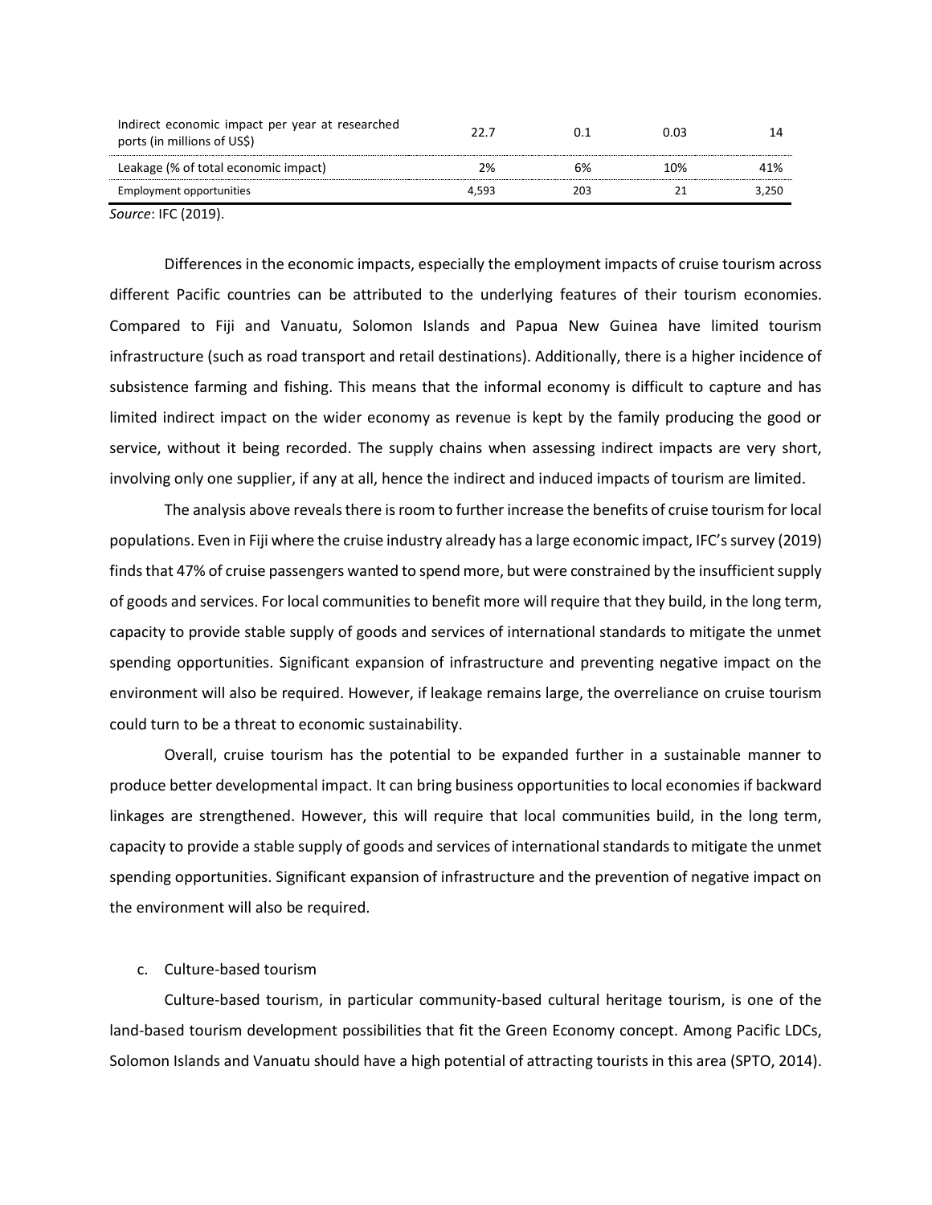| | | | | |
|---|---|---|---|---|
| Indirect economic impact per year at researched ports (in millions of US$) | 22.7 | 0.1 | 0.03 | 14 |
| Leakage (% of total economic impact) | 2% | 6% | 10% | 41% |
| Employment opportunities | 4,593 | 203 | 21 | 3,250 |

*Source*: IFC (2019).

Differences in the economic impacts, especially the employment impacts of cruise tourism across different Pacific countries can be attributed to the underlying features of their tourism economies. Compared to Fiji and Vanuatu, Solomon Islands and Papua New Guinea have limited tourism infrastructure (such as road transport and retail destinations). Additionally, there is a higher incidence of subsistence farming and fishing. This means that the informal economy is difficult to capture and has limited indirect impact on the wider economy as revenue is kept by the family producing the good or service, without it being recorded. The supply chains when assessing indirect impacts are very short, involving only one supplier, if any at all, hence the indirect and induced impacts of tourism are limited.

The analysis above reveals there is room to further increase the benefits of cruise tourism for local populations. Even in Fiji where the cruise industry already has a large economic impact, IFC's survey (2019) finds that 47% of cruise passengers wanted to spend more, but were constrained by the insufficient supply of goods and services. For local communities to benefit more will require that they build, in the long term, capacity to provide stable supply of goods and services of international standards to mitigate the unmet spending opportunities. Significant expansion of infrastructure and preventing negative impact on the environment will also be required. However, if leakage remains large, the overreliance on cruise tourism could turn to be a threat to economic sustainability.

Overall, cruise tourism has the potential to be expanded further in a sustainable manner to produce better developmental impact. It can bring business opportunities to local economies if backward linkages are strengthened. However, this will require that local communities build, in the long term, capacity to provide a stable supply of goods and services of international standards to mitigate the unmet spending opportunities. Significant expansion of infrastructure and the prevention of negative impact on the environment will also be required.

c. Culture-based tourism

Culture-based tourism, in particular community-based cultural heritage tourism, is one of the land-based tourism development possibilities that fit the Green Economy concept. Among Pacific LDCs, Solomon Islands and Vanuatu should have a high potential of attracting tourists in this area (SPTO, 2014).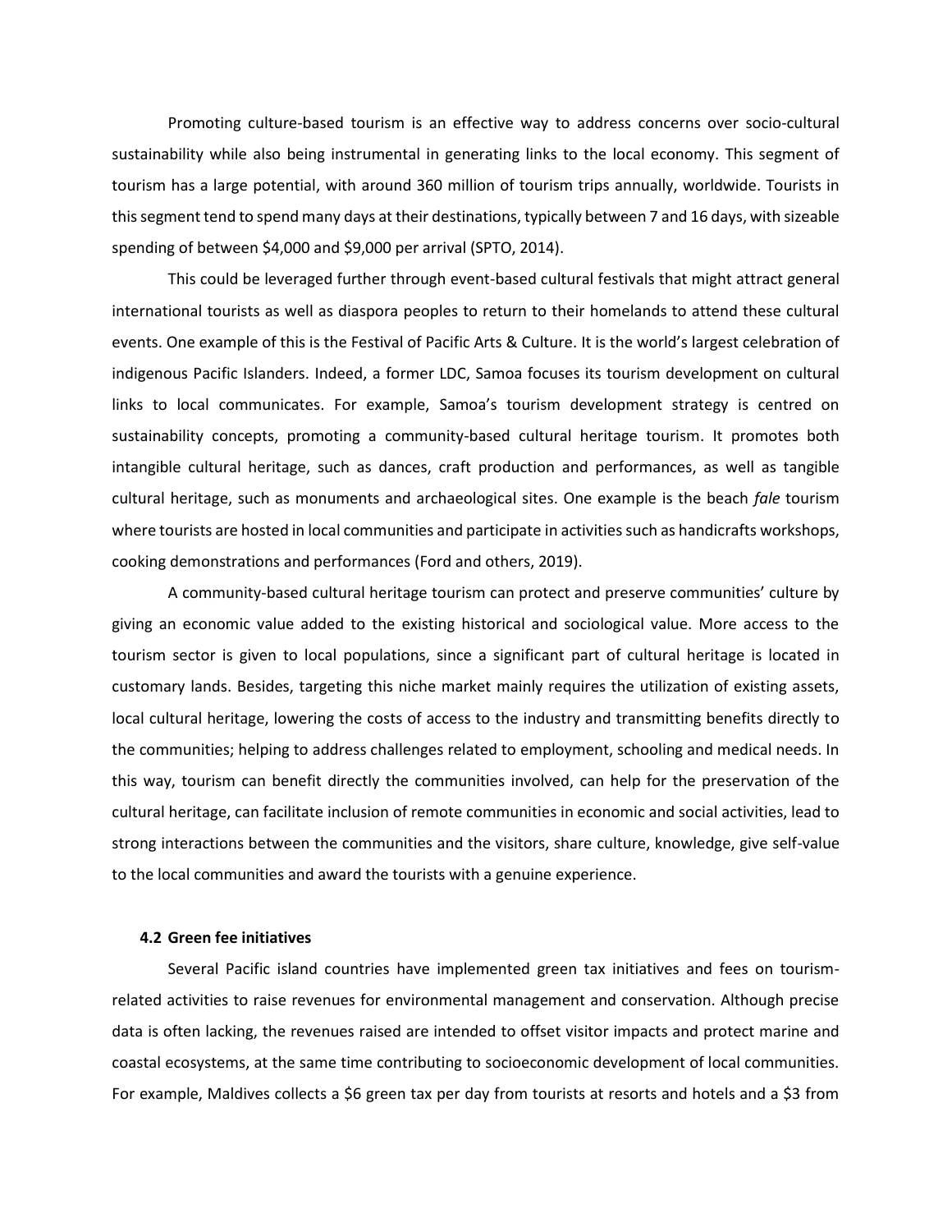Promoting culture-based tourism is an effective way to address concerns over socio-cultural sustainability while also being instrumental in generating links to the local economy. This segment of tourism has a large potential, with around 360 million of tourism trips annually, worldwide. Tourists in this segment tend to spend many days at their destinations, typically between 7 and 16 days, with sizeable spending of between $4,000 and $9,000 per arrival (SPTO, 2014).

This could be leveraged further through event-based cultural festivals that might attract general international tourists as well as diaspora peoples to return to their homelands to attend these cultural events. One example of this is the Festival of Pacific Arts & Culture. It is the world's largest celebration of indigenous Pacific Islanders. Indeed, a former LDC, Samoa focuses its tourism development on cultural links to local communicates. For example, Samoa's tourism development strategy is centred on sustainability concepts, promoting a community-based cultural heritage tourism. It promotes both intangible cultural heritage, such as dances, craft production and performances, as well as tangible cultural heritage, such as monuments and archaeological sites. One example is the beach *fale* tourism where tourists are hosted in local communities and participate in activities such as handicrafts workshops, cooking demonstrations and performances (Ford and others, 2019).

A community-based cultural heritage tourism can protect and preserve communities' culture by giving an economic value added to the existing historical and sociological value. More access to the tourism sector is given to local populations, since a significant part of cultural heritage is located in customary lands. Besides, targeting this niche market mainly requires the utilization of existing assets, local cultural heritage, lowering the costs of access to the industry and transmitting benefits directly to the communities; helping to address challenges related to employment, schooling and medical needs. In this way, tourism can benefit directly the communities involved, can help for the preservation of the cultural heritage, can facilitate inclusion of remote communities in economic and social activities, lead to strong interactions between the communities and the visitors, share culture, knowledge, give self-value to the local communities and award the tourists with a genuine experience.

### 4.2 Green fee initiatives

Several Pacific island countries have implemented green tax initiatives and fees on tourism-related activities to raise revenues for environmental management and conservation. Although precise data is often lacking, the revenues raised are intended to offset visitor impacts and protect marine and coastal ecosystems, at the same time contributing to socioeconomic development of local communities. For example, Maldives collects a $6 green tax per day from tourists at resorts and hotels and a $3 from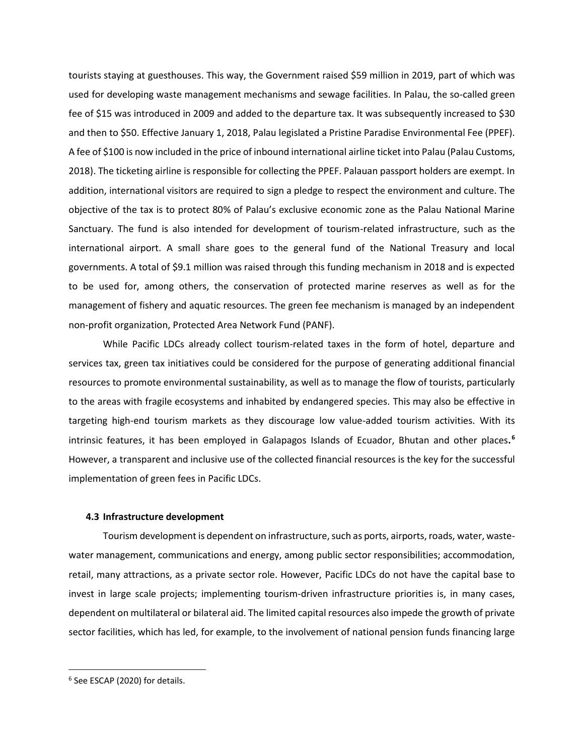tourists staying at guesthouses. This way, the Government raised $59 million in 2019, part of which was used for developing waste management mechanisms and sewage facilities. In Palau, the so-called green fee of $15 was introduced in 2009 and added to the departure tax. It was subsequently increased to $30 and then to $50. Effective January 1, 2018, Palau legislated a Pristine Paradise Environmental Fee (PPEF). A fee of $100 is now included in the price of inbound international airline ticket into Palau (Palau Customs, 2018). The ticketing airline is responsible for collecting the PPEF. Palauan passport holders are exempt. In addition, international visitors are required to sign a pledge to respect the environment and culture. The objective of the tax is to protect 80% of Palau's exclusive economic zone as the Palau National Marine Sanctuary. The fund is also intended for development of tourism-related infrastructure, such as the international airport. A small share goes to the general fund of the National Treasury and local governments. A total of $9.1 million was raised through this funding mechanism in 2018 and is expected to be used for, among others, the conservation of protected marine reserves as well as for the management of fishery and aquatic resources. The green fee mechanism is managed by an independent non-profit organization, Protected Area Network Fund (PANF).

While Pacific LDCs already collect tourism-related taxes in the form of hotel, departure and services tax, green tax initiatives could be considered for the purpose of generating additional financial resources to promote environmental sustainability, as well as to manage the flow of tourists, particularly to the areas with fragile ecosystems and inhabited by endangered species. This may also be effective in targeting high-end tourism markets as they discourage low value-added tourism activities. With its intrinsic features, it has been employed in Galapagos Islands of Ecuador, Bhutan and other places.[6] However, a transparent and inclusive use of the collected financial resources is the key for the successful implementation of green fees in Pacific LDCs.

### 4.3 Infrastructure development

Tourism development is dependent on infrastructure, such as ports, airports, roads, water, waste-water management, communications and energy, among public sector responsibilities; accommodation, retail, many attractions, as a private sector role. However, Pacific LDCs do not have the capital base to invest in large scale projects; implementing tourism-driven infrastructure priorities is, in many cases, dependent on multilateral or bilateral aid. The limited capital resources also impede the growth of private sector facilities, which has led, for example, to the involvement of national pension funds financing large

---

[6] See ESCAP (2020) for details.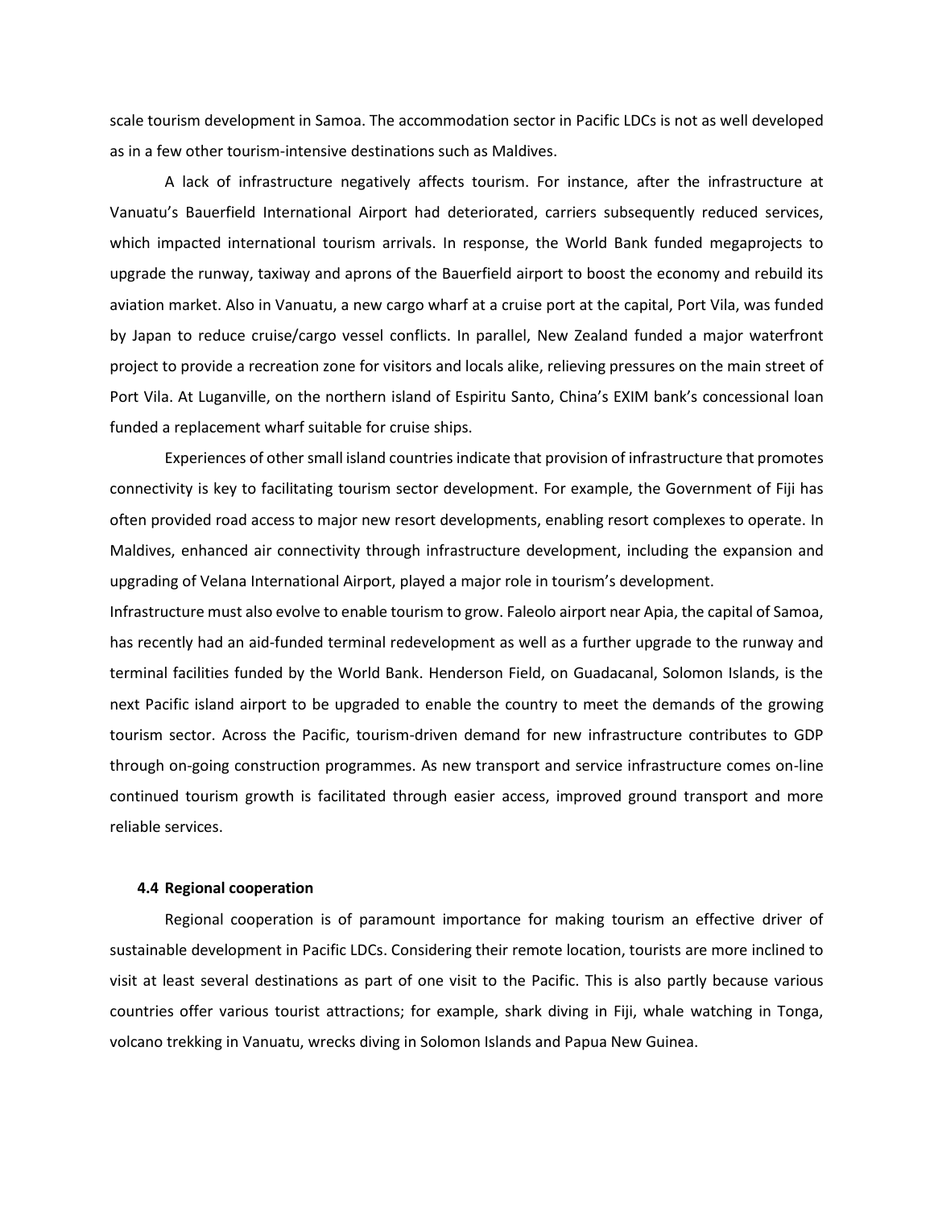scale tourism development in Samoa. The accommodation sector in Pacific LDCs is not as well developed as in a few other tourism-intensive destinations such as Maldives.

A lack of infrastructure negatively affects tourism. For instance, after the infrastructure at Vanuatu's Bauerfield International Airport had deteriorated, carriers subsequently reduced services, which impacted international tourism arrivals. In response, the World Bank funded megaprojects to upgrade the runway, taxiway and aprons of the Bauerfield airport to boost the economy and rebuild its aviation market. Also in Vanuatu, a new cargo wharf at a cruise port at the capital, Port Vila, was funded by Japan to reduce cruise/cargo vessel conflicts. In parallel, New Zealand funded a major waterfront project to provide a recreation zone for visitors and locals alike, relieving pressures on the main street of Port Vila. At Luganville, on the northern island of Espiritu Santo, China's EXIM bank's concessional loan funded a replacement wharf suitable for cruise ships.

Experiences of other small island countries indicate that provision of infrastructure that promotes connectivity is key to facilitating tourism sector development. For example, the Government of Fiji has often provided road access to major new resort developments, enabling resort complexes to operate. In Maldives, enhanced air connectivity through infrastructure development, including the expansion and upgrading of Velana International Airport, played a major role in tourism's development.

Infrastructure must also evolve to enable tourism to grow. Faleolo airport near Apia, the capital of Samoa, has recently had an aid-funded terminal redevelopment as well as a further upgrade to the runway and terminal facilities funded by the World Bank. Henderson Field, on Guadacanal, Solomon Islands, is the next Pacific island airport to be upgraded to enable the country to meet the demands of the growing tourism sector. Across the Pacific, tourism-driven demand for new infrastructure contributes to GDP through on-going construction programmes. As new transport and service infrastructure comes on-line continued tourism growth is facilitated through easier access, improved ground transport and more reliable services.

### 4.4 Regional cooperation

Regional cooperation is of paramount importance for making tourism an effective driver of sustainable development in Pacific LDCs. Considering their remote location, tourists are more inclined to visit at least several destinations as part of one visit to the Pacific. This is also partly because various countries offer various tourist attractions; for example, shark diving in Fiji, whale watching in Tonga, volcano trekking in Vanuatu, wrecks diving in Solomon Islands and Papua New Guinea.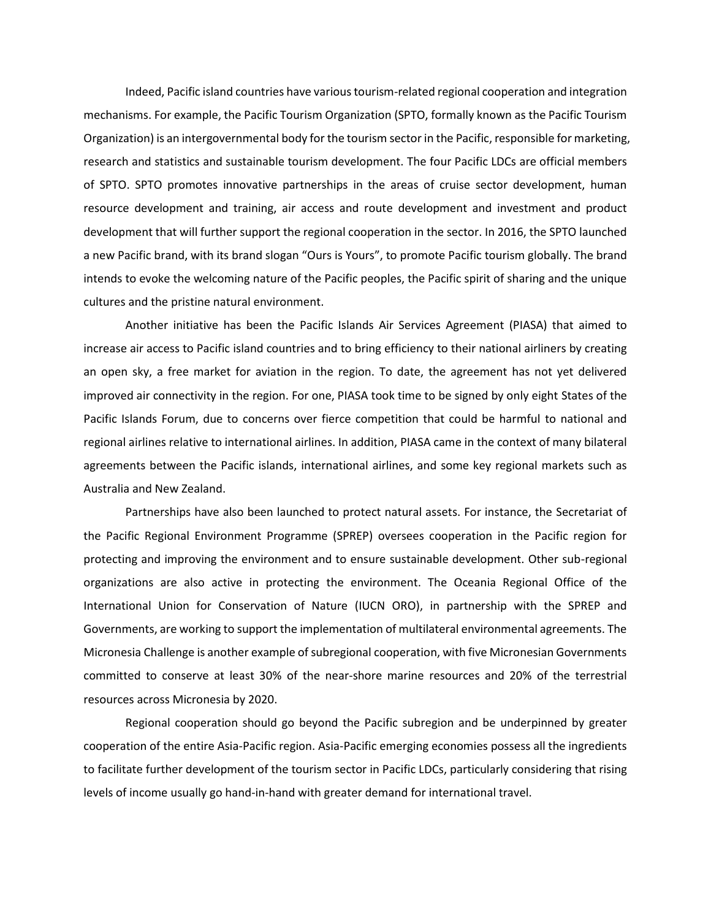Indeed, Pacific island countries have various tourism-related regional cooperation and integration mechanisms. For example, the Pacific Tourism Organization (SPTO, formally known as the Pacific Tourism Organization) is an intergovernmental body for the tourism sector in the Pacific, responsible for marketing, research and statistics and sustainable tourism development. The four Pacific LDCs are official members of SPTO. SPTO promotes innovative partnerships in the areas of cruise sector development, human resource development and training, air access and route development and investment and product development that will further support the regional cooperation in the sector. In 2016, the SPTO launched a new Pacific brand, with its brand slogan "Ours is Yours", to promote Pacific tourism globally. The brand intends to evoke the welcoming nature of the Pacific peoples, the Pacific spirit of sharing and the unique cultures and the pristine natural environment.

Another initiative has been the Pacific Islands Air Services Agreement (PIASA) that aimed to increase air access to Pacific island countries and to bring efficiency to their national airliners by creating an open sky, a free market for aviation in the region. To date, the agreement has not yet delivered improved air connectivity in the region. For one, PIASA took time to be signed by only eight States of the Pacific Islands Forum, due to concerns over fierce competition that could be harmful to national and regional airlines relative to international airlines. In addition, PIASA came in the context of many bilateral agreements between the Pacific islands, international airlines, and some key regional markets such as Australia and New Zealand.

Partnerships have also been launched to protect natural assets. For instance, the Secretariat of the Pacific Regional Environment Programme (SPREP) oversees cooperation in the Pacific region for protecting and improving the environment and to ensure sustainable development. Other sub-regional organizations are also active in protecting the environment. The Oceania Regional Office of the International Union for Conservation of Nature (IUCN ORO), in partnership with the SPREP and Governments, are working to support the implementation of multilateral environmental agreements. The Micronesia Challenge is another example of subregional cooperation, with five Micronesian Governments committed to conserve at least 30% of the near-shore marine resources and 20% of the terrestrial resources across Micronesia by 2020.

Regional cooperation should go beyond the Pacific subregion and be underpinned by greater cooperation of the entire Asia-Pacific region. Asia-Pacific emerging economies possess all the ingredients to facilitate further development of the tourism sector in Pacific LDCs, particularly considering that rising levels of income usually go hand-in-hand with greater demand for international travel.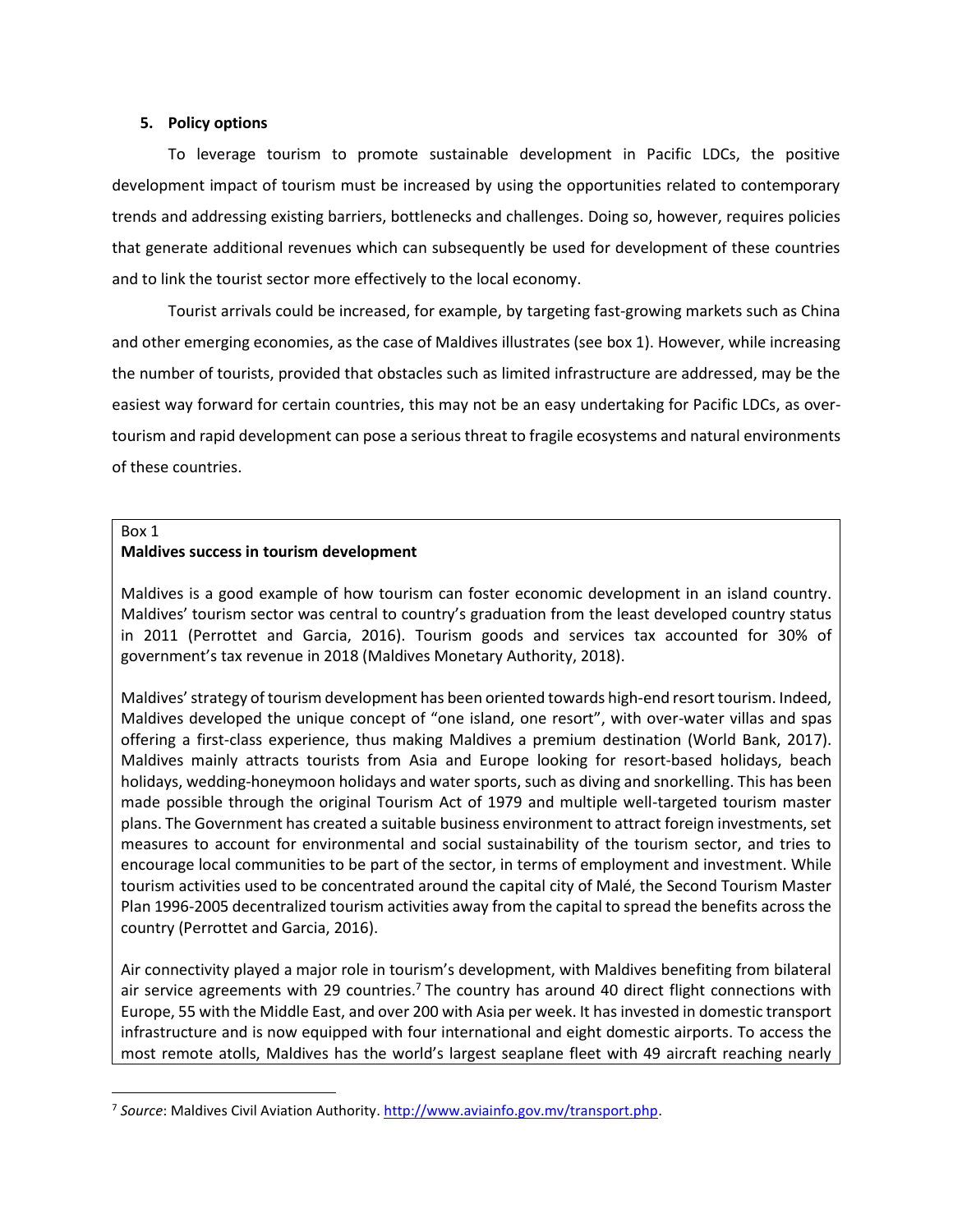## 5. Policy options

To leverage tourism to promote sustainable development in Pacific LDCs, the positive development impact of tourism must be increased by using the opportunities related to contemporary trends and addressing existing barriers, bottlenecks and challenges. Doing so, however, requires policies that generate additional revenues which can subsequently be used for development of these countries and to link the tourist sector more effectively to the local economy.

Tourist arrivals could be increased, for example, by targeting fast-growing markets such as China and other emerging economies, as the case of Maldives illustrates (see box 1). However, while increasing the number of tourists, provided that obstacles such as limited infrastructure are addressed, may be the easiest way forward for certain countries, this may not be an easy undertaking for Pacific LDCs, as over-tourism and rapid development can pose a serious threat to fragile ecosystems and natural environments of these countries.

Box 1

**Maldives success in tourism development**

Maldives is a good example of how tourism can foster economic development in an island country. Maldives' tourism sector was central to country's graduation from the least developed country status in 2011 (Perrottet and Garcia, 2016). Tourism goods and services tax accounted for 30% of government's tax revenue in 2018 (Maldives Monetary Authority, 2018).

Maldives' strategy of tourism development has been oriented towards high-end resort tourism. Indeed, Maldives developed the unique concept of "one island, one resort", with over-water villas and spas offering a first-class experience, thus making Maldives a premium destination (World Bank, 2017). Maldives mainly attracts tourists from Asia and Europe looking for resort-based holidays, beach holidays, wedding-honeymoon holidays and water sports, such as diving and snorkelling. This has been made possible through the original Tourism Act of 1979 and multiple well-targeted tourism master plans. The Government has created a suitable business environment to attract foreign investments, set measures to account for environmental and social sustainability of the tourism sector, and tries to encourage local communities to be part of the sector, in terms of employment and investment. While tourism activities used to be concentrated around the capital city of Malé, the Second Tourism Master Plan 1996-2005 decentralized tourism activities away from the capital to spread the benefits across the country (Perrottet and Garcia, 2016).

Air connectivity played a major role in tourism's development, with Maldives benefiting from bilateral air service agreements with 29 countries.[7] The country has around 40 direct flight connections with Europe, 55 with the Middle East, and over 200 with Asia per week. It has invested in domestic transport infrastructure and is now equipped with four international and eight domestic airports. To access the most remote atolls, Maldives has the world's largest seaplane fleet with 49 aircraft reaching nearly

[7] *Source*: Maldives Civil Aviation Authority. http://www.aviainfo.gov.mv/transport.php.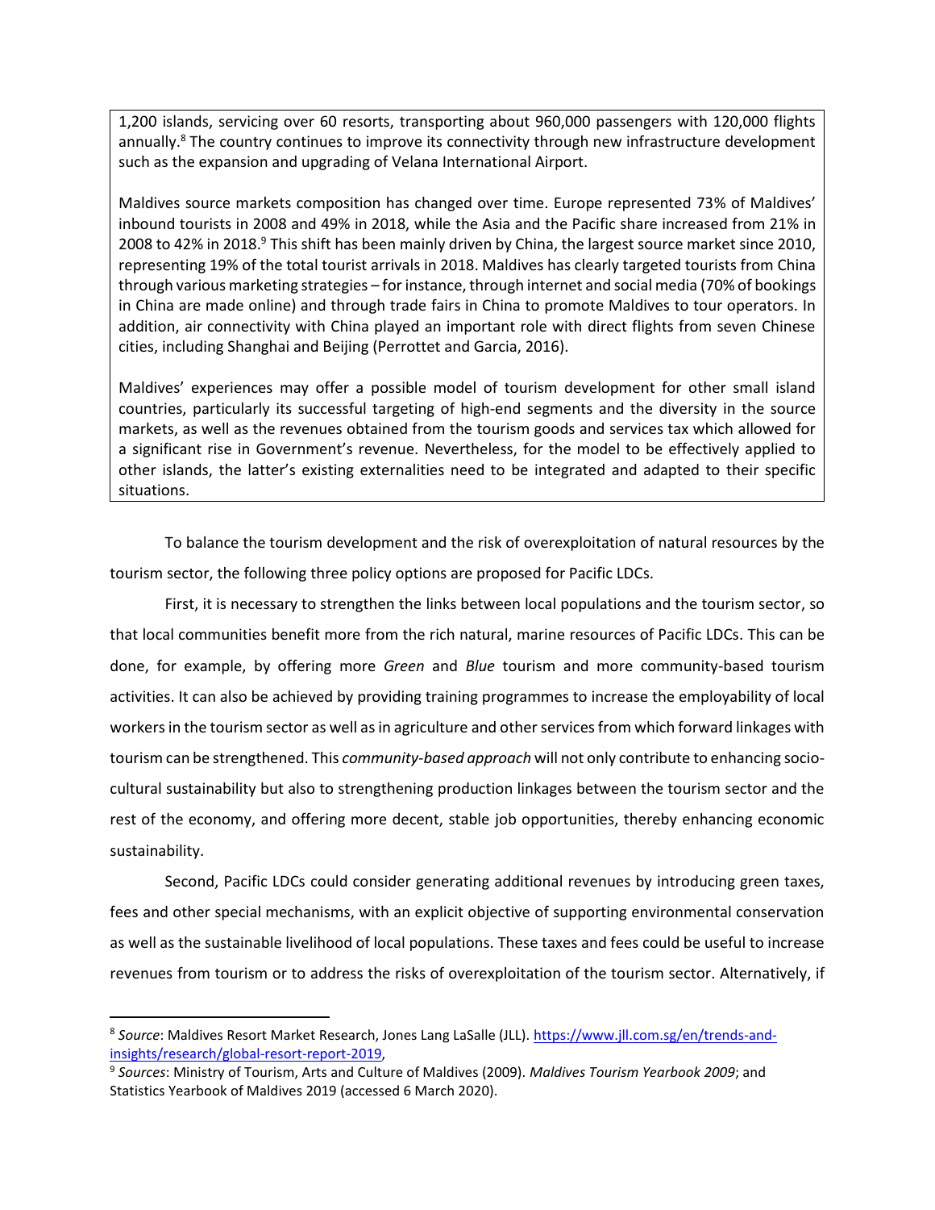1,200 islands, servicing over 60 resorts, transporting about 960,000 passengers with 120,000 flights annually.[8] The country continues to improve its connectivity through new infrastructure development such as the expansion and upgrading of Velana International Airport.

Maldives source markets composition has changed over time. Europe represented 73% of Maldives' inbound tourists in 2008 and 49% in 2018, while the Asia and the Pacific share increased from 21% in 2008 to 42% in 2018.[9] This shift has been mainly driven by China, the largest source market since 2010, representing 19% of the total tourist arrivals in 2018. Maldives has clearly targeted tourists from China through various marketing strategies – for instance, through internet and social media (70% of bookings in China are made online) and through trade fairs in China to promote Maldives to tour operators. In addition, air connectivity with China played an important role with direct flights from seven Chinese cities, including Shanghai and Beijing (Perrottet and Garcia, 2016).

Maldives' experiences may offer a possible model of tourism development for other small island countries, particularly its successful targeting of high-end segments and the diversity in the source markets, as well as the revenues obtained from the tourism goods and services tax which allowed for a significant rise in Government's revenue. Nevertheless, for the model to be effectively applied to other islands, the latter's existing externalities need to be integrated and adapted to their specific situations.

To balance the tourism development and the risk of overexploitation of natural resources by the tourism sector, the following three policy options are proposed for Pacific LDCs.

First, it is necessary to strengthen the links between local populations and the tourism sector, so that local communities benefit more from the rich natural, marine resources of Pacific LDCs. This can be done, for example, by offering more *Green* and *Blue* tourism and more community-based tourism activities. It can also be achieved by providing training programmes to increase the employability of local workers in the tourism sector as well as in agriculture and other services from which forward linkages with tourism can be strengthened. This *community-based approach* will not only contribute to enhancing socio-cultural sustainability but also to strengthening production linkages between the tourism sector and the rest of the economy, and offering more decent, stable job opportunities, thereby enhancing economic sustainability.

Second, Pacific LDCs could consider generating additional revenues by introducing green taxes, fees and other special mechanisms, with an explicit objective of supporting environmental conservation as well as the sustainable livelihood of local populations. These taxes and fees could be useful to increase revenues from tourism or to address the risks of overexploitation of the tourism sector. Alternatively, if

---

[8] *Source*: Maldives Resort Market Research, Jones Lang LaSalle (JLL). https://www.jll.com.sg/en/trends-and-insights/research/global-resort-report-2019,

[9] *Sources*: Ministry of Tourism, Arts and Culture of Maldives (2009). *Maldives Tourism Yearbook 2009*; and Statistics Yearbook of Maldives 2019 (accessed 6 March 2020).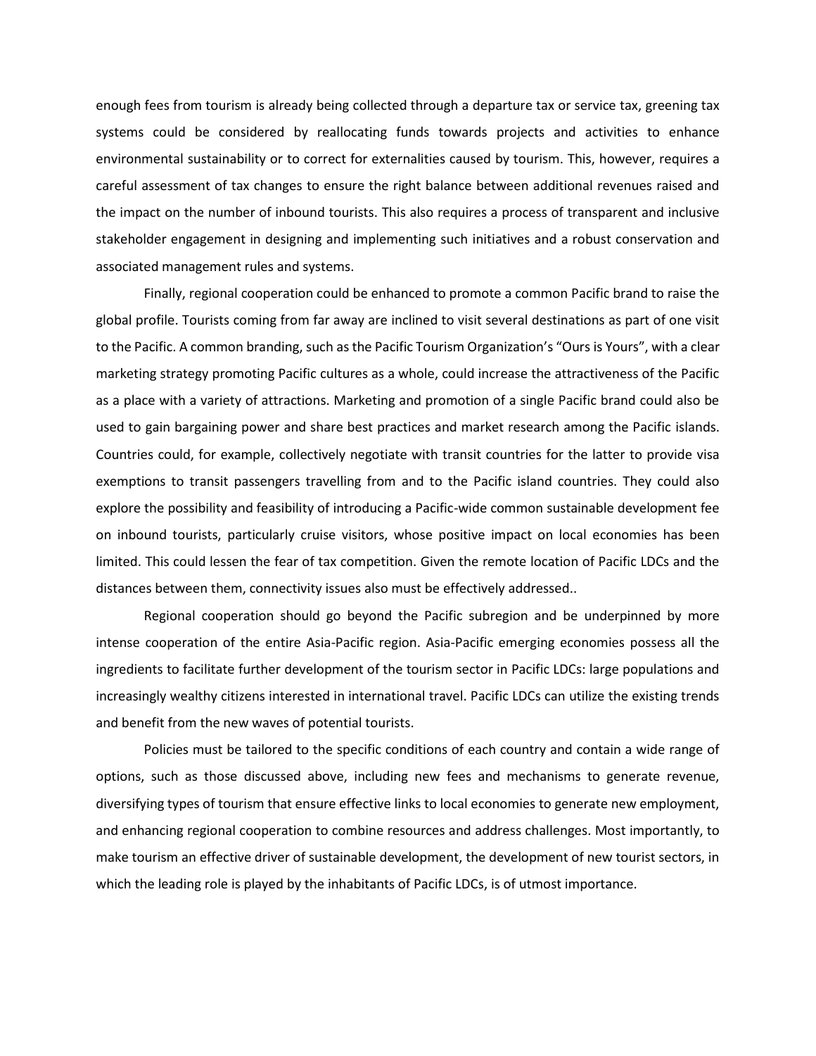enough fees from tourism is already being collected through a departure tax or service tax, greening tax systems could be considered by reallocating funds towards projects and activities to enhance environmental sustainability or to correct for externalities caused by tourism. This, however, requires a careful assessment of tax changes to ensure the right balance between additional revenues raised and the impact on the number of inbound tourists. This also requires a process of transparent and inclusive stakeholder engagement in designing and implementing such initiatives and a robust conservation and associated management rules and systems.

Finally, regional cooperation could be enhanced to promote a common Pacific brand to raise the global profile. Tourists coming from far away are inclined to visit several destinations as part of one visit to the Pacific. A common branding, such as the Pacific Tourism Organization's "Ours is Yours", with a clear marketing strategy promoting Pacific cultures as a whole, could increase the attractiveness of the Pacific as a place with a variety of attractions. Marketing and promotion of a single Pacific brand could also be used to gain bargaining power and share best practices and market research among the Pacific islands. Countries could, for example, collectively negotiate with transit countries for the latter to provide visa exemptions to transit passengers travelling from and to the Pacific island countries. They could also explore the possibility and feasibility of introducing a Pacific-wide common sustainable development fee on inbound tourists, particularly cruise visitors, whose positive impact on local economies has been limited. This could lessen the fear of tax competition. Given the remote location of Pacific LDCs and the distances between them, connectivity issues also must be effectively addressed..

Regional cooperation should go beyond the Pacific subregion and be underpinned by more intense cooperation of the entire Asia-Pacific region. Asia-Pacific emerging economies possess all the ingredients to facilitate further development of the tourism sector in Pacific LDCs: large populations and increasingly wealthy citizens interested in international travel. Pacific LDCs can utilize the existing trends and benefit from the new waves of potential tourists.

Policies must be tailored to the specific conditions of each country and contain a wide range of options, such as those discussed above, including new fees and mechanisms to generate revenue, diversifying types of tourism that ensure effective links to local economies to generate new employment, and enhancing regional cooperation to combine resources and address challenges. Most importantly, to make tourism an effective driver of sustainable development, the development of new tourist sectors, in which the leading role is played by the inhabitants of Pacific LDCs, is of utmost importance.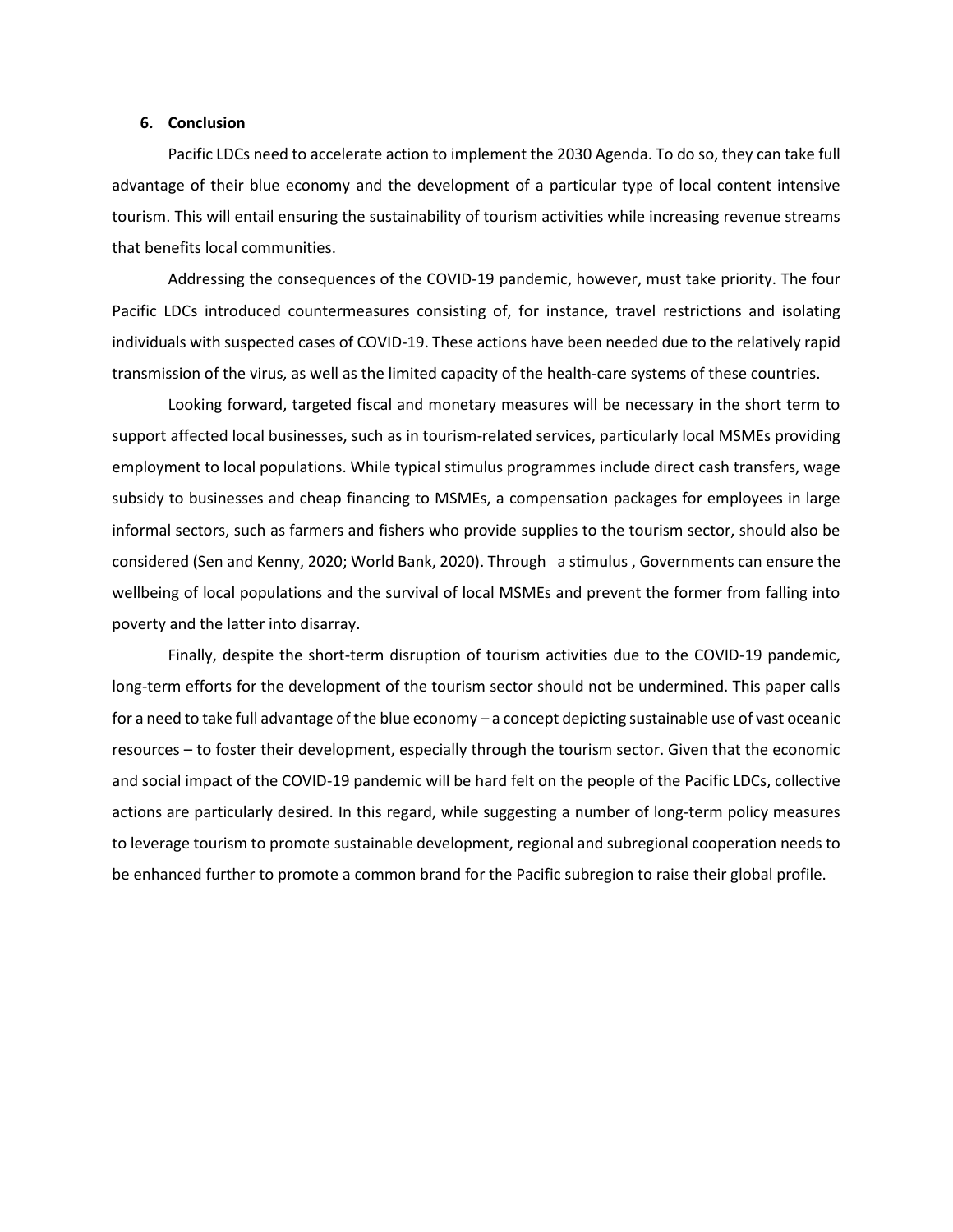## 6. Conclusion

Pacific LDCs need to accelerate action to implement the 2030 Agenda. To do so, they can take full advantage of their blue economy and the development of a particular type of local content intensive tourism. This will entail ensuring the sustainability of tourism activities while increasing revenue streams that benefits local communities.

Addressing the consequences of the COVID-19 pandemic, however, must take priority. The four Pacific LDCs introduced countermeasures consisting of, for instance, travel restrictions and isolating individuals with suspected cases of COVID-19. These actions have been needed due to the relatively rapid transmission of the virus, as well as the limited capacity of the health-care systems of these countries.

Looking forward, targeted fiscal and monetary measures will be necessary in the short term to support affected local businesses, such as in tourism-related services, particularly local MSMEs providing employment to local populations. While typical stimulus programmes include direct cash transfers, wage subsidy to businesses and cheap financing to MSMEs, a compensation packages for employees in large informal sectors, such as farmers and fishers who provide supplies to the tourism sector, should also be considered (Sen and Kenny, 2020; World Bank, 2020). Through a stimulus , Governments can ensure the wellbeing of local populations and the survival of local MSMEs and prevent the former from falling into poverty and the latter into disarray.

Finally, despite the short-term disruption of tourism activities due to the COVID-19 pandemic, long-term efforts for the development of the tourism sector should not be undermined. This paper calls for a need to take full advantage of the blue economy – a concept depicting sustainable use of vast oceanic resources – to foster their development, especially through the tourism sector. Given that the economic and social impact of the COVID-19 pandemic will be hard felt on the people of the Pacific LDCs, collective actions are particularly desired. In this regard, while suggesting a number of long-term policy measures to leverage tourism to promote sustainable development, regional and subregional cooperation needs to be enhanced further to promote a common brand for the Pacific subregion to raise their global profile.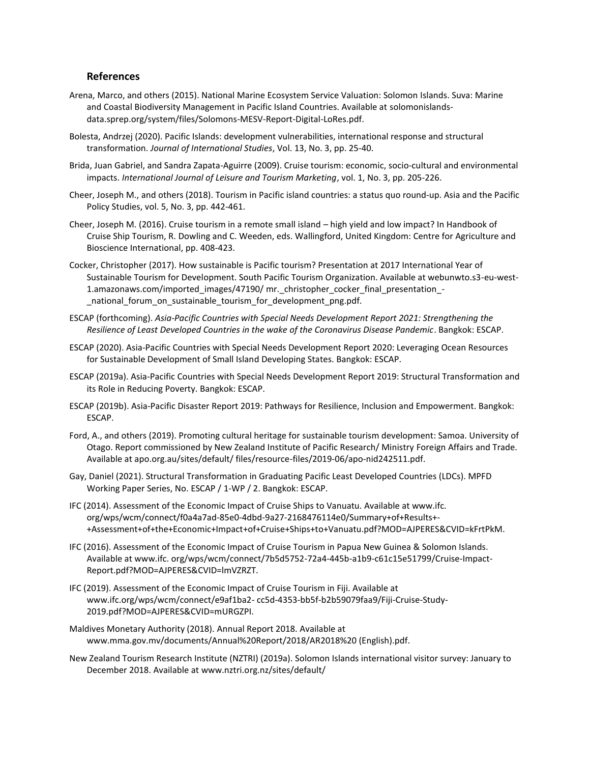## References

Arena, Marco, and others (2015). National Marine Ecosystem Service Valuation: Solomon Islands. Suva: Marine and Coastal Biodiversity Management in Pacific Island Countries. Available at solomonislands-data.sprep.org/system/files/Solomons-MESV-Report-Digital-LoRes.pdf.

Bolesta, Andrzej (2020). Pacific Islands: development vulnerabilities, international response and structural transformation. *Journal of International Studies*, Vol. 13, No. 3, pp. 25-40.

Brida, Juan Gabriel, and Sandra Zapata-Aguirre (2009). Cruise tourism: economic, socio-cultural and environmental impacts. *International Journal of Leisure and Tourism Marketing*, vol. 1, No. 3, pp. 205-226.

Cheer, Joseph M., and others (2018). Tourism in Pacific island countries: a status quo round-up. Asia and the Pacific Policy Studies, vol. 5, No. 3, pp. 442-461.

Cheer, Joseph M. (2016). Cruise tourism in a remote small island – high yield and low impact? In Handbook of Cruise Ship Tourism, R. Dowling and C. Weeden, eds. Wallingford, United Kingdom: Centre for Agriculture and Bioscience International, pp. 408-423.

Cocker, Christopher (2017). How sustainable is Pacific tourism? Presentation at 2017 International Year of Sustainable Tourism for Development. South Pacific Tourism Organization. Available at webunwto.s3-eu-west-1.amazonaws.com/imported_images/47190/ mr._christopher_cocker_final_presentation_-_national_forum_on_sustainable_tourism_for_development_png.pdf.

ESCAP (forthcoming). *Asia-Pacific Countries with Special Needs Development Report 2021: Strengthening the Resilience of Least Developed Countries in the wake of the Coronavirus Disease Pandemic*. Bangkok: ESCAP.

ESCAP (2020). Asia-Pacific Countries with Special Needs Development Report 2020: Leveraging Ocean Resources for Sustainable Development of Small Island Developing States. Bangkok: ESCAP.

ESCAP (2019a). Asia-Pacific Countries with Special Needs Development Report 2019: Structural Transformation and its Role in Reducing Poverty. Bangkok: ESCAP.

ESCAP (2019b). Asia-Pacific Disaster Report 2019: Pathways for Resilience, Inclusion and Empowerment. Bangkok: ESCAP.

Ford, A., and others (2019). Promoting cultural heritage for sustainable tourism development: Samoa. University of Otago. Report commissioned by New Zealand Institute of Pacific Research/ Ministry Foreign Affairs and Trade. Available at apo.org.au/sites/default/ files/resource-files/2019-06/apo-nid242511.pdf.

Gay, Daniel (2021). Structural Transformation in Graduating Pacific Least Developed Countries (LDCs). MPFD Working Paper Series, No. ESCAP / 1-WP / 2. Bangkok: ESCAP.

IFC (2014). Assessment of the Economic Impact of Cruise Ships to Vanuatu. Available at www.ifc. org/wps/wcm/connect/f0a4a7ad-85e0-4dbd-9a27-2168476114e0/Summary+of+Results+-+Assessment+of+the+Economic+Impact+of+Cruise+Ships+to+Vanuatu.pdf?MOD=AJPERES&CVID=kFrtPkM.

IFC (2016). Assessment of the Economic Impact of Cruise Tourism in Papua New Guinea & Solomon Islands. Available at www.ifc. org/wps/wcm/connect/7b5d5752-72a4-445b-a1b9-c61c15e51799/Cruise-Impact-Report.pdf?MOD=AJPERES&CVID=lmVZRZT.

IFC (2019). Assessment of the Economic Impact of Cruise Tourism in Fiji. Available at www.ifc.org/wps/wcm/connect/e9af1ba2- cc5d-4353-bb5f-b2b59079faa9/Fiji-Cruise-Study-2019.pdf?MOD=AJPERES&CVID=mURGZPI.

Maldives Monetary Authority (2018). Annual Report 2018. Available at www.mma.gov.mv/documents/Annual%20Report/2018/AR2018%20 (English).pdf.

New Zealand Tourism Research Institute (NZTRI) (2019a). Solomon Islands international visitor survey: January to December 2018. Available at www.nztri.org.nz/sites/default/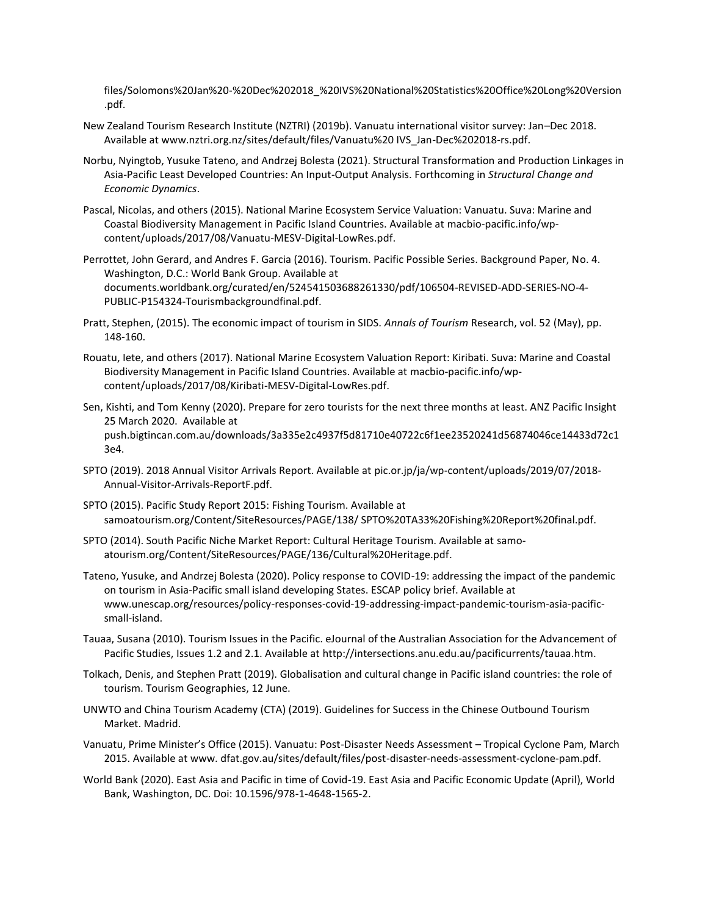files/Solomons%20Jan%20-%20Dec%202018_%20IVS%20National%20Statistics%20Office%20Long%20Version.pdf.

New Zealand Tourism Research Institute (NZTRI) (2019b). Vanuatu international visitor survey: Jan–Dec 2018. Available at www.nztri.org.nz/sites/default/files/Vanuatu%20 IVS_Jan-Dec%202018-rs.pdf.

Norbu, Nyingtob, Yusuke Tateno, and Andrzej Bolesta (2021). Structural Transformation and Production Linkages in Asia-Pacific Least Developed Countries: An Input-Output Analysis. Forthcoming in *Structural Change and Economic Dynamics*.

Pascal, Nicolas, and others (2015). National Marine Ecosystem Service Valuation: Vanuatu. Suva: Marine and Coastal Biodiversity Management in Pacific Island Countries. Available at macbio-pacific.info/wp-content/uploads/2017/08/Vanuatu-MESV-Digital-LowRes.pdf.

Perrottet, John Gerard, and Andres F. Garcia (2016). Tourism. Pacific Possible Series. Background Paper, No. 4. Washington, D.C.: World Bank Group. Available at documents.worldbank.org/curated/en/524541503688261330/pdf/106504-REVISED-ADD-SERIES-NO-4-PUBLIC-P154324-Tourismbackgroundfinal.pdf.

Pratt, Stephen, (2015). The economic impact of tourism in SIDS. *Annals of Tourism* Research, vol. 52 (May), pp. 148-160.

Rouatu, Iete, and others (2017). National Marine Ecosystem Valuation Report: Kiribati. Suva: Marine and Coastal Biodiversity Management in Pacific Island Countries. Available at macbio-pacific.info/wp-content/uploads/2017/08/Kiribati-MESV-Digital-LowRes.pdf.

Sen, Kishti, and Tom Kenny (2020). Prepare for zero tourists for the next three months at least. ANZ Pacific Insight 25 March 2020. Available at push.bigtincan.com.au/downloads/3a335e2c4937f5d81710e40722c6f1ee23520241d56874046ce14433d72c13e4.

SPTO (2019). 2018 Annual Visitor Arrivals Report. Available at pic.or.jp/ja/wp-content/uploads/2019/07/2018-Annual-Visitor-Arrivals-ReportF.pdf.

SPTO (2015). Pacific Study Report 2015: Fishing Tourism. Available at samoatourism.org/Content/SiteResources/PAGE/138/ SPTO%20TA33%20Fishing%20Report%20final.pdf.

SPTO (2014). South Pacific Niche Market Report: Cultural Heritage Tourism. Available at samoatourism.org/Content/SiteResources/PAGE/136/Cultural%20Heritage.pdf.

Tateno, Yusuke, and Andrzej Bolesta (2020). Policy response to COVID-19: addressing the impact of the pandemic on tourism in Asia-Pacific small island developing States. ESCAP policy brief. Available at www.unescap.org/resources/policy-responses-covid-19-addressing-impact-pandemic-tourism-asia-pacific-small-island.

Tauaa, Susana (2010). Tourism Issues in the Pacific. eJournal of the Australian Association for the Advancement of Pacific Studies, Issues 1.2 and 2.1. Available at http://intersections.anu.edu.au/pacificurrents/tauaa.htm.

Tolkach, Denis, and Stephen Pratt (2019). Globalisation and cultural change in Pacific island countries: the role of tourism. Tourism Geographies, 12 June.

UNWTO and China Tourism Academy (CTA) (2019). Guidelines for Success in the Chinese Outbound Tourism Market. Madrid.

Vanuatu, Prime Minister's Office (2015). Vanuatu: Post-Disaster Needs Assessment – Tropical Cyclone Pam, March 2015. Available at www. dfat.gov.au/sites/default/files/post-disaster-needs-assessment-cyclone-pam.pdf.

World Bank (2020). East Asia and Pacific in time of Covid-19. East Asia and Pacific Economic Update (April), World Bank, Washington, DC. Doi: 10.1596/978-1-4648-1565-2.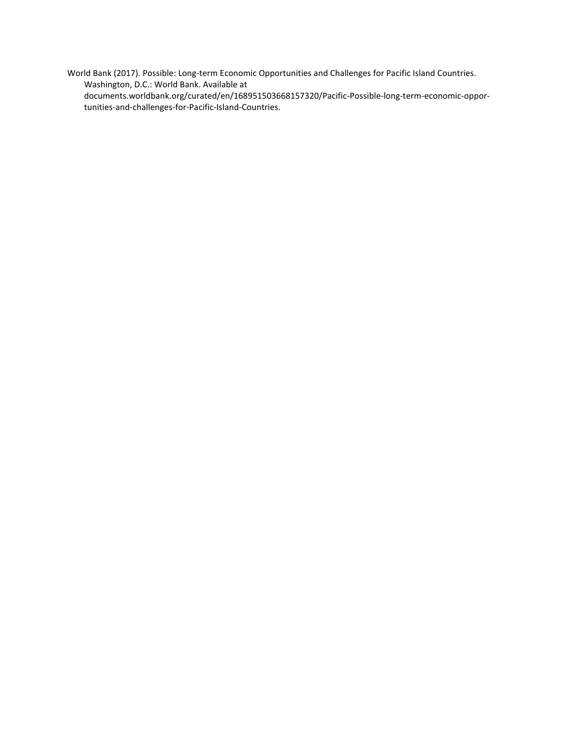World Bank (2017). Possible: Long-term Economic Opportunities and Challenges for Pacific Island Countries. Washington, D.C.: World Bank. Available at documents.worldbank.org/curated/en/168951503668157320/Pacific-Possible-long-term-economic-opportunities-and-challenges-for-Pacific-Island-Countries.